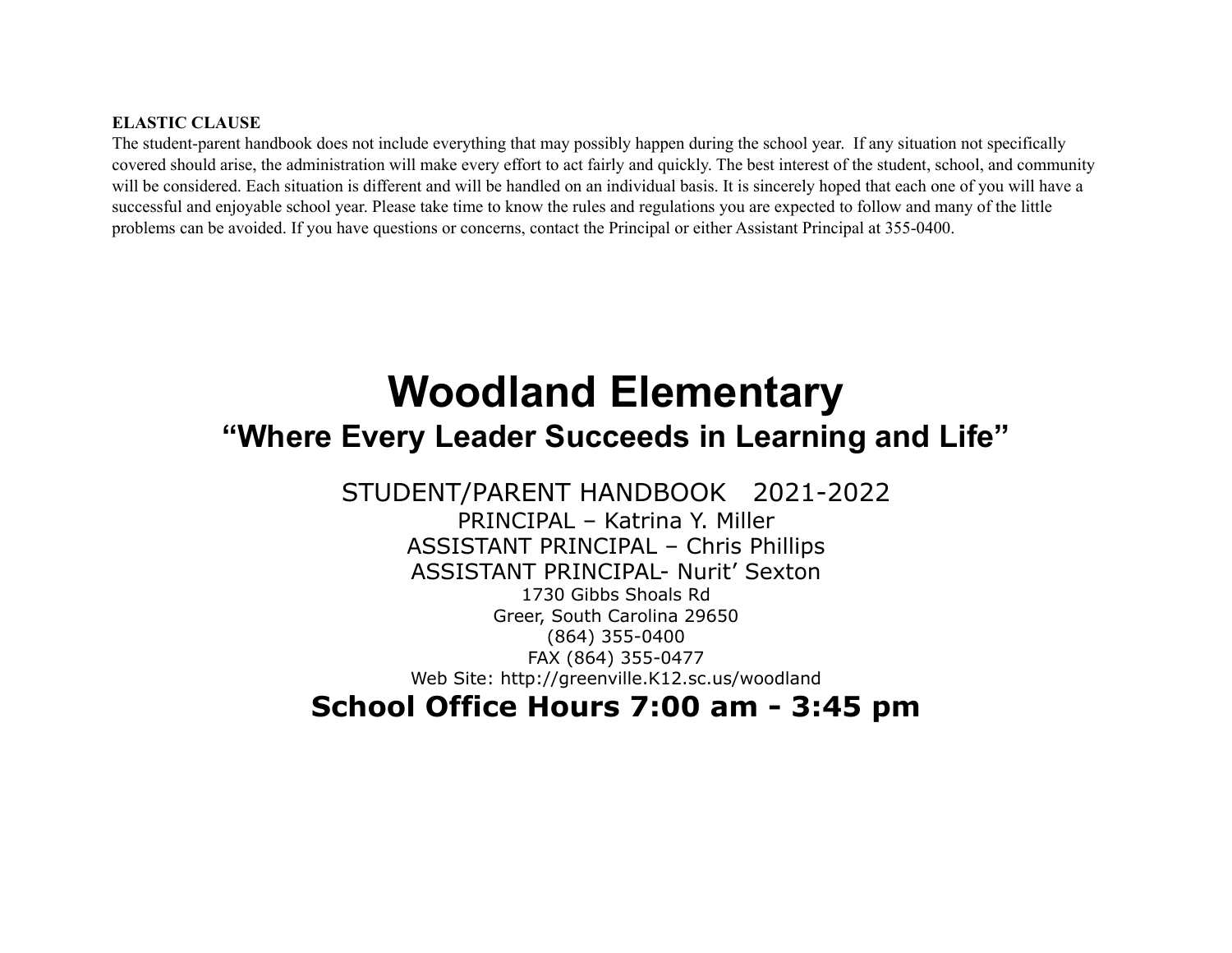**ELASTIC CLAUSE**

The student-parent handbook does not include everything that may possibly happen during the school year. If any situation not specifically covered should arise, the administration will make every effort to act fairly and quickly. The best interest of the student, school, and community will be considered. Each situation is different and will be handled on an individual basis. It is sincerely hoped that each one of you will have a successful and enjoyable school year. Please take time to know the rules and regulations you are expected to follow and many of the little problems can be avoided. If you have questions or concerns, contact the Principal or either Assistant Principal at 355-0400.

# Woodland Elementary

## "Where Every Leader Succeeds in Learning and Life"

STUDENT/PARENT HANDBOOK 2021-2022

PRINCIPAL – Katrina Y. Miller

ASSISTANT PRINCIPAL – Chris Phillips

ASSISTANT PRINCIPAL- Nurit' Sexton

1730 Gibbs Shoals Rd

Greer, South Carolina 29650

(864) 355-0400

FAX (864) 355-0477

Web Site: http://greenville.K12.sc.us/woodland

**School Office Hours 7:00 am - 3:45 pm**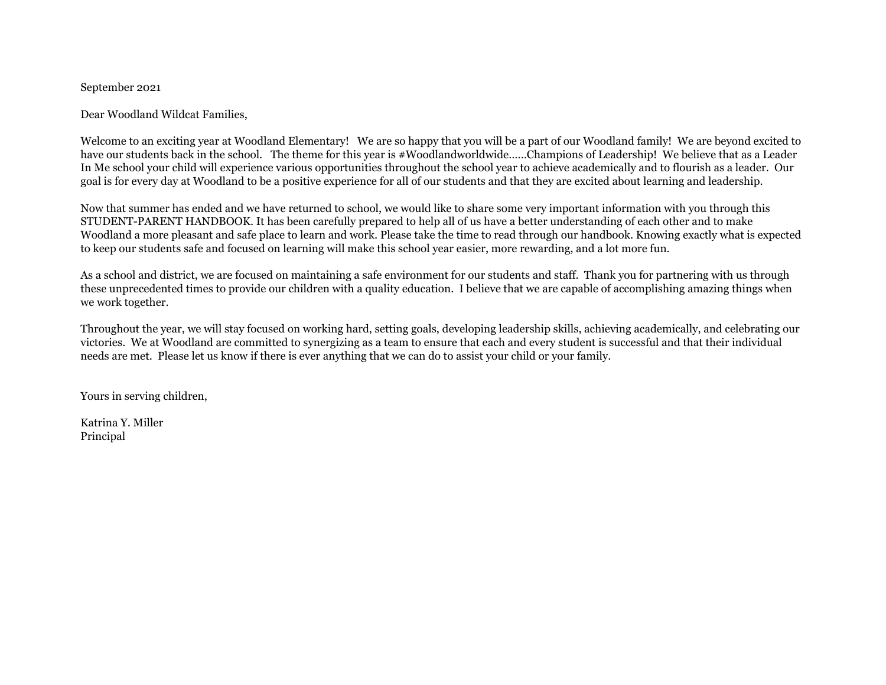September 2021

Dear Woodland Wildcat Families,

Welcome to an exciting year at Woodland Elementary! We are so happy that you will be a part of our Woodland family! We are beyond excited to have our students back in the school. The theme for this year is #Woodlandworldwide……Champions of Leadership! We believe that as a Leader In Me school your child will experience various opportunities throughout the school year to achieve academically and to flourish as a leader. Our goal is for every day at Woodland to be a positive experience for all of our students and that they are excited about learning and leadership.

Now that summer has ended and we have returned to school, we would like to share some very important information with you through this STUDENT-PARENT HANDBOOK. It has been carefully prepared to help all of us have a better understanding of each other and to make Woodland a more pleasant and safe place to learn and work. Please take the time to read through our handbook. Knowing exactly what is expected to keep our students safe and focused on learning will make this school year easier, more rewarding, and a lot more fun.

As a school and district, we are focused on maintaining a safe environment for our students and staff. Thank you for partnering with us through these unprecedented times to provide our children with a quality education. I believe that we are capable of accomplishing amazing things when we work together.

Throughout the year, we will stay focused on working hard, setting goals, developing leadership skills, achieving academically, and celebrating our victories. We at Woodland are committed to synergizing as a team to ensure that each and every student is successful and that their individual needs are met. Please let us know if there is ever anything that we can do to assist your child or your family.

Yours in serving children,

Katrina Y. Miller
Principal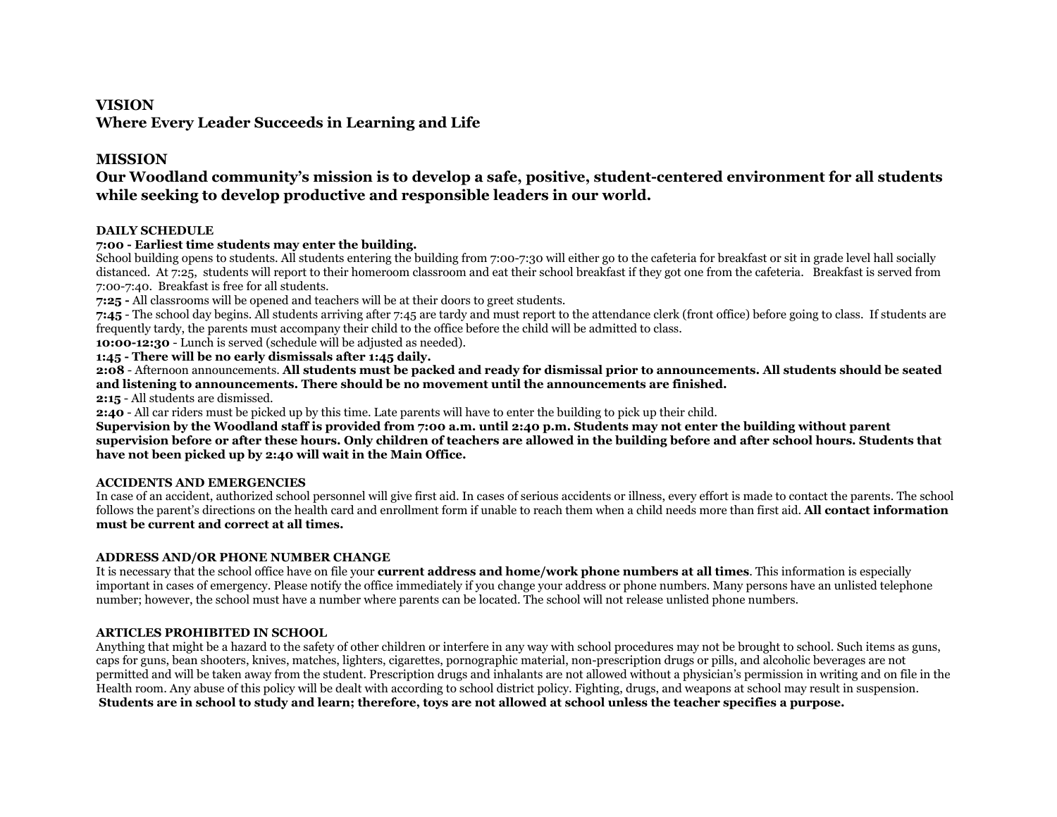## VISION

**Where Every Leader Succeeds in Learning and Life**

## MISSION

**Our Woodland community's mission is to develop a safe, positive, student-centered environment for all students while seeking to develop productive and responsible leaders in our world.**

### DAILY SCHEDULE

**7:00 - Earliest time students may enter the building.**

School building opens to students. All students entering the building from 7:00-7:30 will either go to the cafeteria for breakfast or sit in grade level hall socially distanced. At 7:25, students will report to their homeroom classroom and eat their school breakfast if they got one from the cafeteria. Breakfast is served from 7:00-7:40. Breakfast is free for all students.

**7:25 -** All classrooms will be opened and teachers will be at their doors to greet students.

**7:45** - The school day begins. All students arriving after 7:45 are tardy and must report to the attendance clerk (front office) before going to class. If students are frequently tardy, the parents must accompany their child to the office before the child will be admitted to class.

**10:00-12:30** - Lunch is served (schedule will be adjusted as needed).

**1:45 - There will be no early dismissals after 1:45 daily.**

**2:08** - Afternoon announcements. **All students must be packed and ready for dismissal prior to announcements. All students should be seated and listening to announcements. There should be no movement until the announcements are finished.**

**2:15** - All students are dismissed.

**2:40** - All car riders must be picked up by this time. Late parents will have to enter the building to pick up their child.

**Supervision by the Woodland staff is provided from 7:00 a.m. until 2:40 p.m. Students may not enter the building without parent supervision before or after these hours. Only children of teachers are allowed in the building before and after school hours. Students that have not been picked up by 2:40 will wait in the Main Office.**

### ACCIDENTS AND EMERGENCIES

In case of an accident, authorized school personnel will give first aid. In cases of serious accidents or illness, every effort is made to contact the parents. The school follows the parent's directions on the health card and enrollment form if unable to reach them when a child needs more than first aid. **All contact information must be current and correct at all times.**

### ADDRESS AND/OR PHONE NUMBER CHANGE

It is necessary that the school office have on file your **current address and home/work phone numbers at all times**. This information is especially important in cases of emergency. Please notify the office immediately if you change your address or phone numbers. Many persons have an unlisted telephone number; however, the school must have a number where parents can be located. The school will not release unlisted phone numbers.

### ARTICLES PROHIBITED IN SCHOOL

Anything that might be a hazard to the safety of other children or interfere in any way with school procedures may not be brought to school. Such items as guns, caps for guns, bean shooters, knives, matches, lighters, cigarettes, pornographic material, non-prescription drugs or pills, and alcoholic beverages are not permitted and will be taken away from the student. Prescription drugs and inhalants are not allowed without a physician's permission in writing and on file in the Health room. Any abuse of this policy will be dealt with according to school district policy. Fighting, drugs, and weapons at school may result in suspension.

**Students are in school to study and learn; therefore, toys are not allowed at school unless the teacher specifies a purpose.**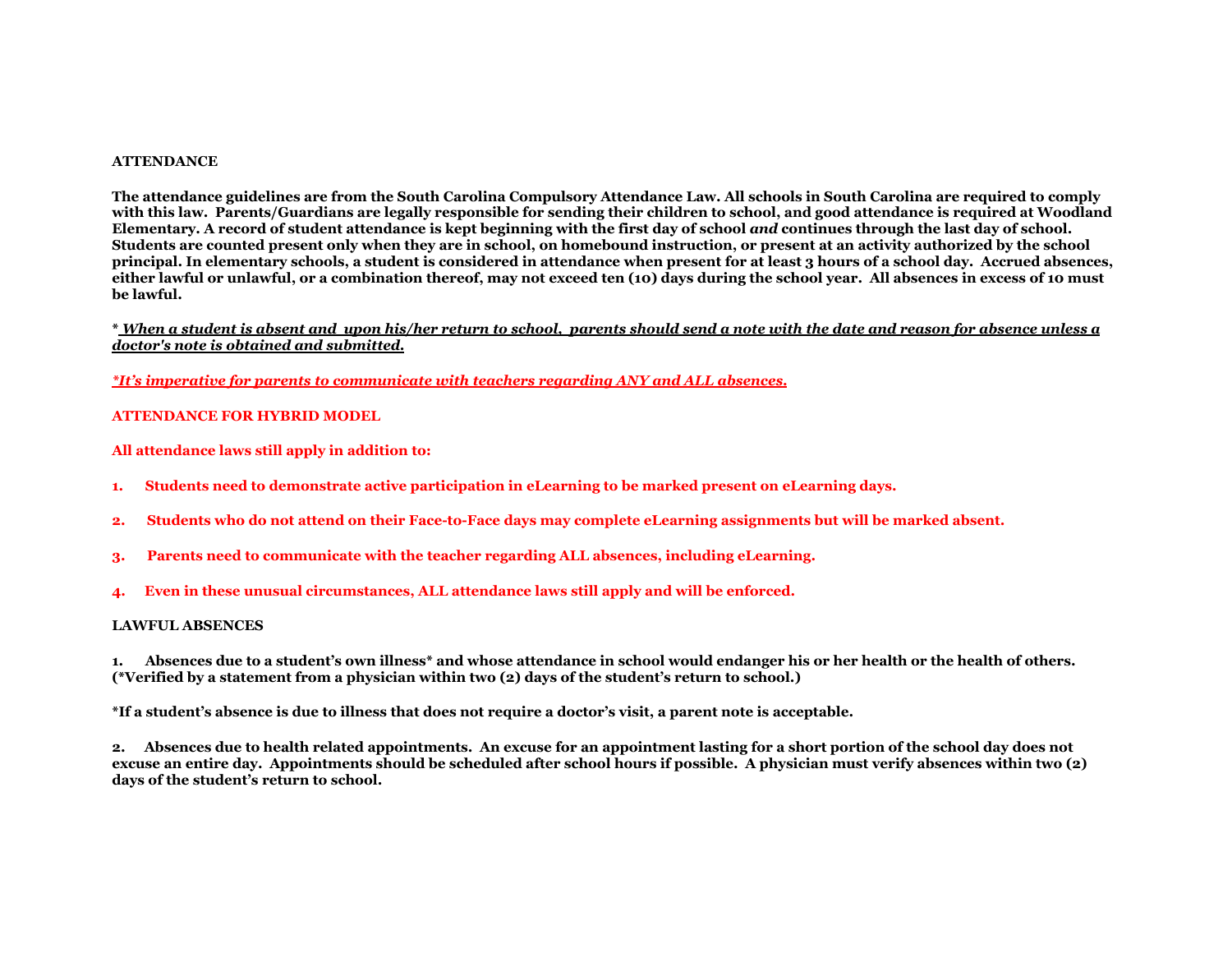## ATTENDANCE

**The attendance guidelines are from the South Carolina Compulsory Attendance Law. All schools in South Carolina are required to comply with this law. Parents/Guardians are legally responsible for sending their children to school, and good attendance is required at Woodland Elementary. A record of student attendance is kept beginning with the first day of school *and* continues through the last day of school. Students are counted present only when they are in school, on homebound instruction, or present at an activity authorized by the school principal. In elementary schools, a student is considered in attendance when present for at least 3 hours of a school day. Accrued absences, either lawful or unlawful, or a combination thereof, may not exceed ten (10) days during the school year. All absences in excess of 10 must be lawful.**

**\* *When a student is absent and upon his/her return to school, parents should send a note with the date and reason for absence unless a doctor's note is obtained and submitted.***

***\*It's imperative for parents to communicate with teachers regarding ANY and ALL absences.***

## ATTENDANCE FOR HYBRID MODEL

**All attendance laws still apply in addition to:**

1. **Students need to demonstrate active participation in eLearning to be marked present on eLearning days.**
2. **Students who do not attend on their Face-to-Face days may complete eLearning assignments but will be marked absent.**
3. **Parents need to communicate with the teacher regarding ALL absences, including eLearning.**
4. **Even in these unusual circumstances, ALL attendance laws still apply and will be enforced.**

## LAWFUL ABSENCES

1. **Absences due to a student's own illness\* and whose attendance in school would endanger his or her health or the health of others. (\*Verified by a statement from a physician within two (2) days of the student's return to school.)**

**\*If a student's absence is due to illness that does not require a doctor's visit, a parent note is acceptable.**

2. **Absences due to health related appointments. An excuse for an appointment lasting for a short portion of the school day does not excuse an entire day. Appointments should be scheduled after school hours if possible. A physician must verify absences within two (2) days of the student's return to school.**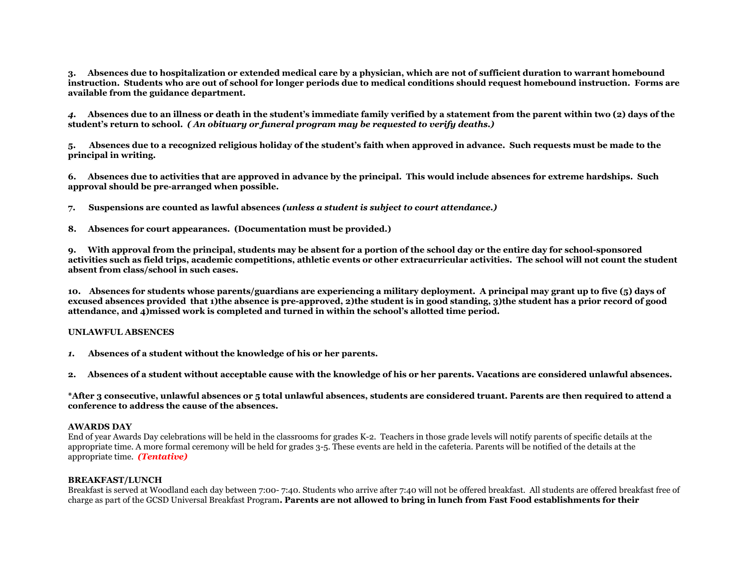**3. Absences due to hospitalization or extended medical care by a physician, which are not of sufficient duration to warrant homebound instruction. Students who are out of school for longer periods due to medical conditions should request homebound instruction. Forms are available from the guidance department.**

***4.*** **Absences due to an illness or death in the student's immediate family verified by a statement from the parent within two (2) days of the student's return to school.** ***( An obituary or funeral program may be requested to verify deaths.)***

**5. Absences due to a recognized religious holiday of the student's faith when approved in advance. Such requests must be made to the principal in writing.**

**6. Absences due to activities that are approved in advance by the principal. This would include absences for extreme hardships. Such approval should be pre-arranged when possible.**

**7. Suspensions are counted as lawful absences** ***(unless a student is subject to court attendance.)***

**8. Absences for court appearances. (Documentation must be provided.)**

**9. With approval from the principal, students may be absent for a portion of the school day or the entire day for school-sponsored activities such as field trips, academic competitions, athletic events or other extracurricular activities. The school will not count the student absent from class/school in such cases.**

**10. Absences for students whose parents/guardians are experiencing a military deployment. A principal may grant up to five (5) days of excused absences provided that 1)the absence is pre-approved, 2)the student is in good standing, 3)the student has a prior record of good attendance, and 4)missed work is completed and turned in within the school's allotted time period.**

**UNLAWFUL ABSENCES**

***1.*** **Absences of a student without the knowledge of his or her parents.**

**2. Absences of a student without acceptable cause with the knowledge of his or her parents. Vacations are considered unlawful absences.**

**\*After 3 consecutive, unlawful absences or 5 total unlawful absences, students are considered truant. Parents are then required to attend a conference to address the cause of the absences.**

**AWARDS DAY**

End of year Awards Day celebrations will be held in the classrooms for grades K-2. Teachers in those grade levels will notify parents of specific details at the appropriate time. A more formal ceremony will be held for grades 3-5. These events are held in the cafeteria. Parents will be notified of the details at the appropriate time. ***(Tentative)***

**BREAKFAST/LUNCH**

Breakfast is served at Woodland each day between 7:00- 7:40. Students who arrive after 7:40 will not be offered breakfast. All students are offered breakfast free of charge as part of the GCSD Universal Breakfast Program**. Parents are not allowed to bring in lunch from Fast Food establishments for their**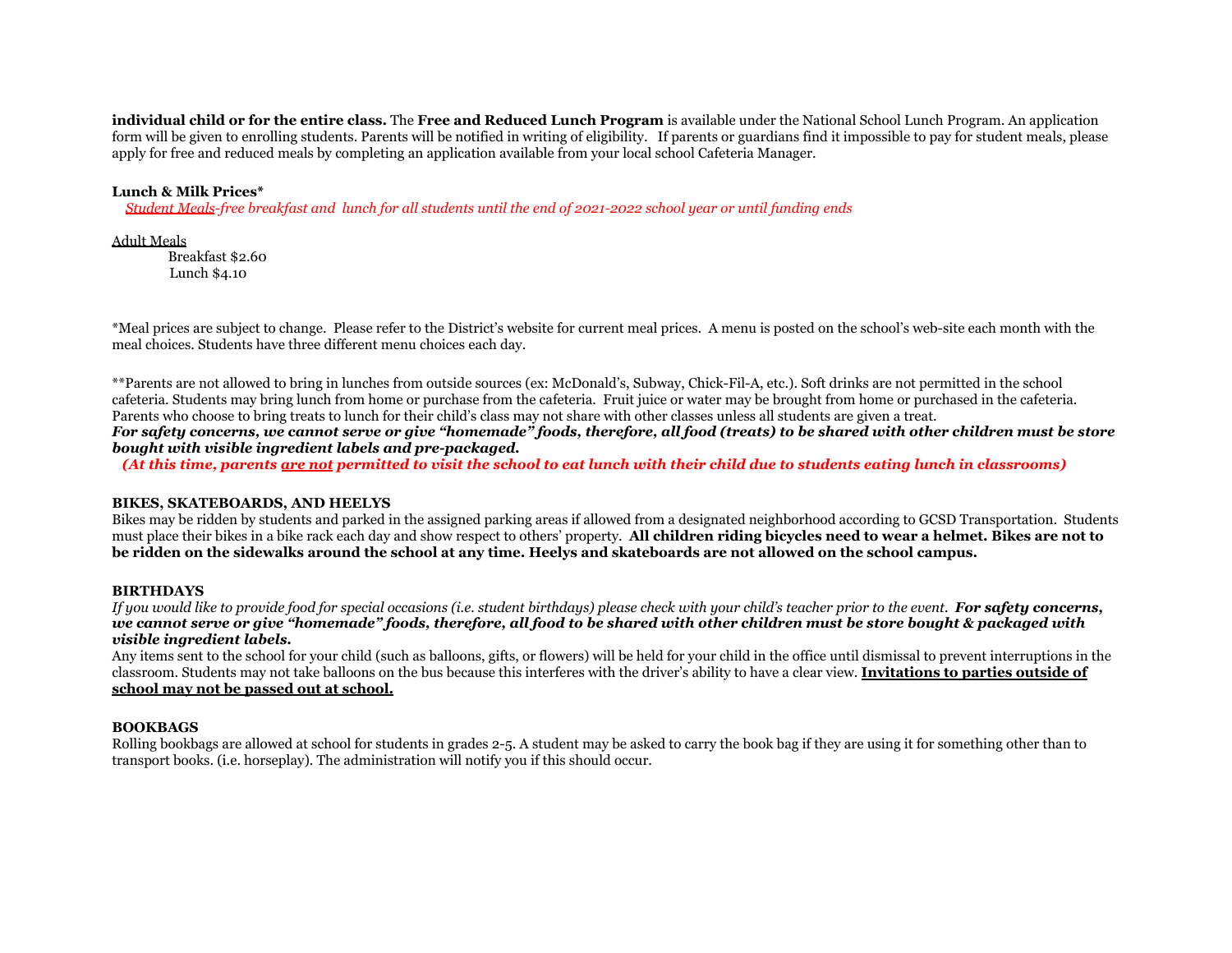**individual child or for the entire class.** The **Free and Reduced Lunch Program** is available under the National School Lunch Program. An application form will be given to enrolling students. Parents will be notified in writing of eligibility. If parents or guardians find it impossible to pay for student meals, please apply for free and reduced meals by completing an application available from your local school Cafeteria Manager.

**Lunch & Milk Prices***

*Student Meals-free breakfast and lunch for all students until the end of 2021-2022 school year or until funding ends*

Adult Meals

Breakfast $2.60

Lunch $4.10

*Meal prices are subject to change. Please refer to the District's website for current meal prices. A menu is posted on the school's web-site each month with the meal choices. Students have three different menu choices each day.

**Parents are not allowed to bring in lunches from outside sources (ex: McDonald's, Subway, Chick-Fil-A, etc.). Soft drinks are not permitted in the school cafeteria. Students may bring lunch from home or purchase from the cafeteria. Fruit juice or water may be brought from home or purchased in the cafeteria. Parents who choose to bring treats to lunch for their child's class may not share with other classes unless all students are given a treat.

***For safety concerns, we cannot serve or give "homemade" foods, therefore, all food (treats) to be shared with other children must be store bought with visible ingredient labels and pre-packaged.***

***(At this time, parents are not permitted to visit the school to eat lunch with their child due to students eating lunch in classrooms)***

**BIKES, SKATEBOARDS, AND HEELYS**

Bikes may be ridden by students and parked in the assigned parking areas if allowed from a designated neighborhood according to GCSD Transportation. Students must place their bikes in a bike rack each day and show respect to others' property. **All children riding bicycles need to wear a helmet. Bikes are not to be ridden on the sidewalks around the school at any time. Heelys and skateboards are not allowed on the school campus.**

**BIRTHDAYS**

*If you would like to provide food for special occasions (i.e. student birthdays) please check with your child's teacher prior to the event.* ***For safety concerns, we cannot serve or give "homemade" foods, therefore, all food to be shared with other children must be store bought & packaged with visible ingredient labels.***

Any items sent to the school for your child (such as balloons, gifts, or flowers) will be held for your child in the office until dismissal to prevent interruptions in the classroom. Students may not take balloons on the bus because this interferes with the driver's ability to have a clear view. **Invitations to parties outside of school may not be passed out at school.**

**BOOKBAGS**

Rolling bookbags are allowed at school for students in grades 2-5. A student may be asked to carry the book bag if they are using it for something other than to transport books. (i.e. horseplay). The administration will notify you if this should occur.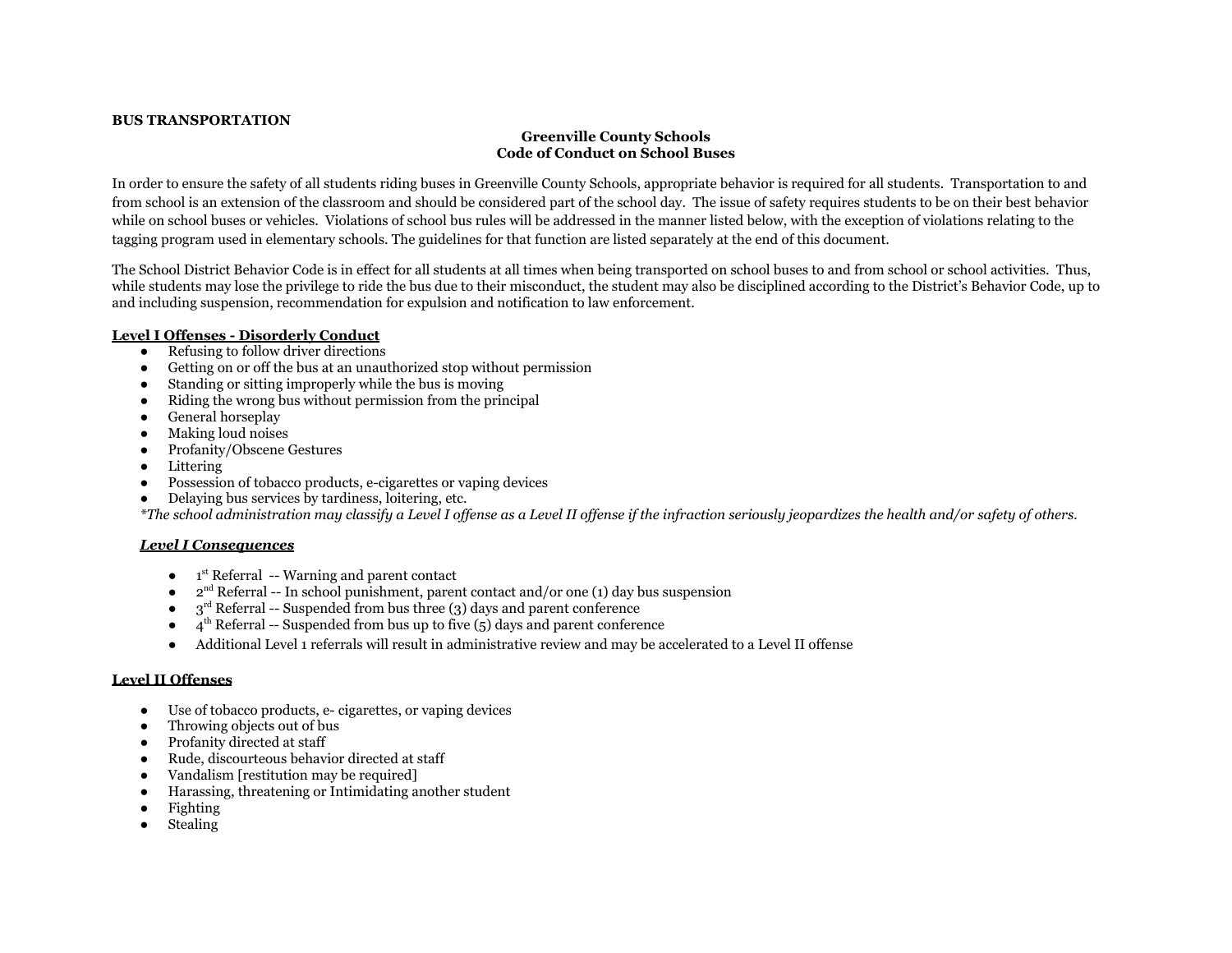**BUS TRANSPORTATION**

**Greenville County Schools**
**Code of Conduct on School Buses**

In order to ensure the safety of all students riding buses in Greenville County Schools, appropriate behavior is required for all students. Transportation to and from school is an extension of the classroom and should be considered part of the school day. The issue of safety requires students to be on their best behavior while on school buses or vehicles. Violations of school bus rules will be addressed in the manner listed below, with the exception of violations relating to the tagging program used in elementary schools. The guidelines for that function are listed separately at the end of this document.

The School District Behavior Code is in effect for all students at all times when being transported on school buses to and from school or school activities. Thus, while students may lose the privilege to ride the bus due to their misconduct, the student may also be disciplined according to the District's Behavior Code, up to and including suspension, recommendation for expulsion and notification to law enforcement.

**Level I Offenses - Disorderly Conduct**

- Refusing to follow driver directions
- Getting on or off the bus at an unauthorized stop without permission
- Standing or sitting improperly while the bus is moving
- Riding the wrong bus without permission from the principal
- General horseplay
- Making loud noises
- Profanity/Obscene Gestures
- Littering
- Possession of tobacco products, e-cigarettes or vaping devices
- Delaying bus services by tardiness, loitering, etc.

*\*The school administration may classify a Level I offense as a Level II offense if the infraction seriously jeopardizes the health and/or safety of others.*

***Level I Consequences***

- 1st Referral -- Warning and parent contact
- 2nd Referral -- In school punishment, parent contact and/or one (1) day bus suspension
- 3rd Referral -- Suspended from bus three (3) days and parent conference
- 4th Referral -- Suspended from bus up to five (5) days and parent conference
- Additional Level 1 referrals will result in administrative review and may be accelerated to a Level II offense

**Level II Offenses**

- Use of tobacco products, e- cigarettes, or vaping devices
- Throwing objects out of bus
- Profanity directed at staff
- Rude, discourteous behavior directed at staff
- Vandalism [restitution may be required]
- Harassing, threatening or Intimidating another student
- Fighting
- Stealing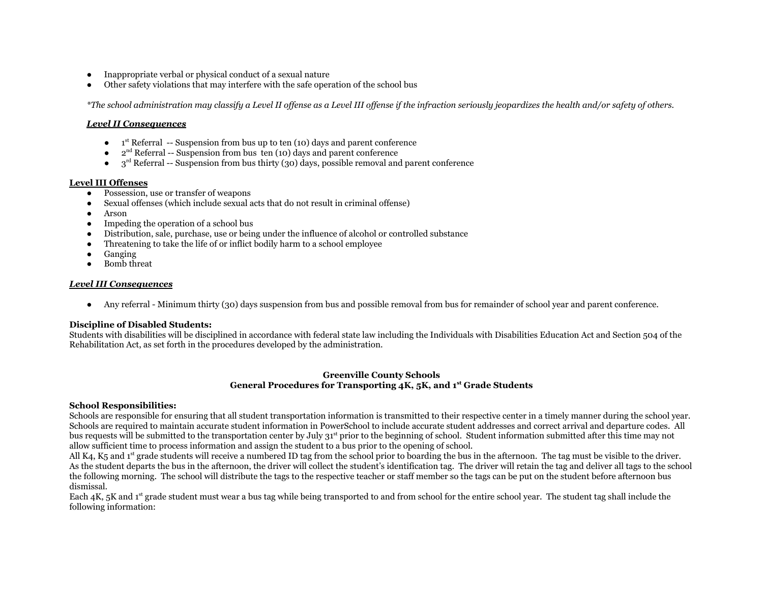- Inappropriate verbal or physical conduct of a sexual nature
- Other safety violations that may interfere with the safe operation of the school bus

*\*The school administration may classify a Level II offense as a Level III offense if the infraction seriously jeopardizes the health and/or safety of others.*

***Level II Consequences***

- 1st Referral -- Suspension from bus up to ten (10) days and parent conference
- 2nd Referral -- Suspension from bus ten (10) days and parent conference
- 3rd Referral -- Suspension from bus thirty (30) days, possible removal and parent conference

**Level III Offenses**

- Possession, use or transfer of weapons
- Sexual offenses (which include sexual acts that do not result in criminal offense)
- Arson
- Impeding the operation of a school bus
- Distribution, sale, purchase, use or being under the influence of alcohol or controlled substance
- Threatening to take the life of or inflict bodily harm to a school employee
- Ganging
- Bomb threat

***Level III Consequences***

- Any referral - Minimum thirty (30) days suspension from bus and possible removal from bus for remainder of school year and parent conference.

**Discipline of Disabled Students:**
Students with disabilities will be disciplined in accordance with federal state law including the Individuals with Disabilities Education Act and Section 504 of the Rehabilitation Act, as set forth in the procedures developed by the administration.

## Greenville County Schools
## General Procedures for Transporting 4K, 5K, and 1st Grade Students

**School Responsibilities:**
Schools are responsible for ensuring that all student transportation information is transmitted to their respective center in a timely manner during the school year. Schools are required to maintain accurate student information in PowerSchool to include accurate student addresses and correct arrival and departure codes. All bus requests will be submitted to the transportation center by July 31st prior to the beginning of school. Student information submitted after this time may not allow sufficient time to process information and assign the student to a bus prior to the opening of school.

All K4, K5 and 1st grade students will receive a numbered ID tag from the school prior to boarding the bus in the afternoon. The tag must be visible to the driver. As the student departs the bus in the afternoon, the driver will collect the student's identification tag. The driver will retain the tag and deliver all tags to the school the following morning. The school will distribute the tags to the respective teacher or staff member so the tags can be put on the student before afternoon bus dismissal.

Each 4K, 5K and 1st grade student must wear a bus tag while being transported to and from school for the entire school year. The student tag shall include the following information: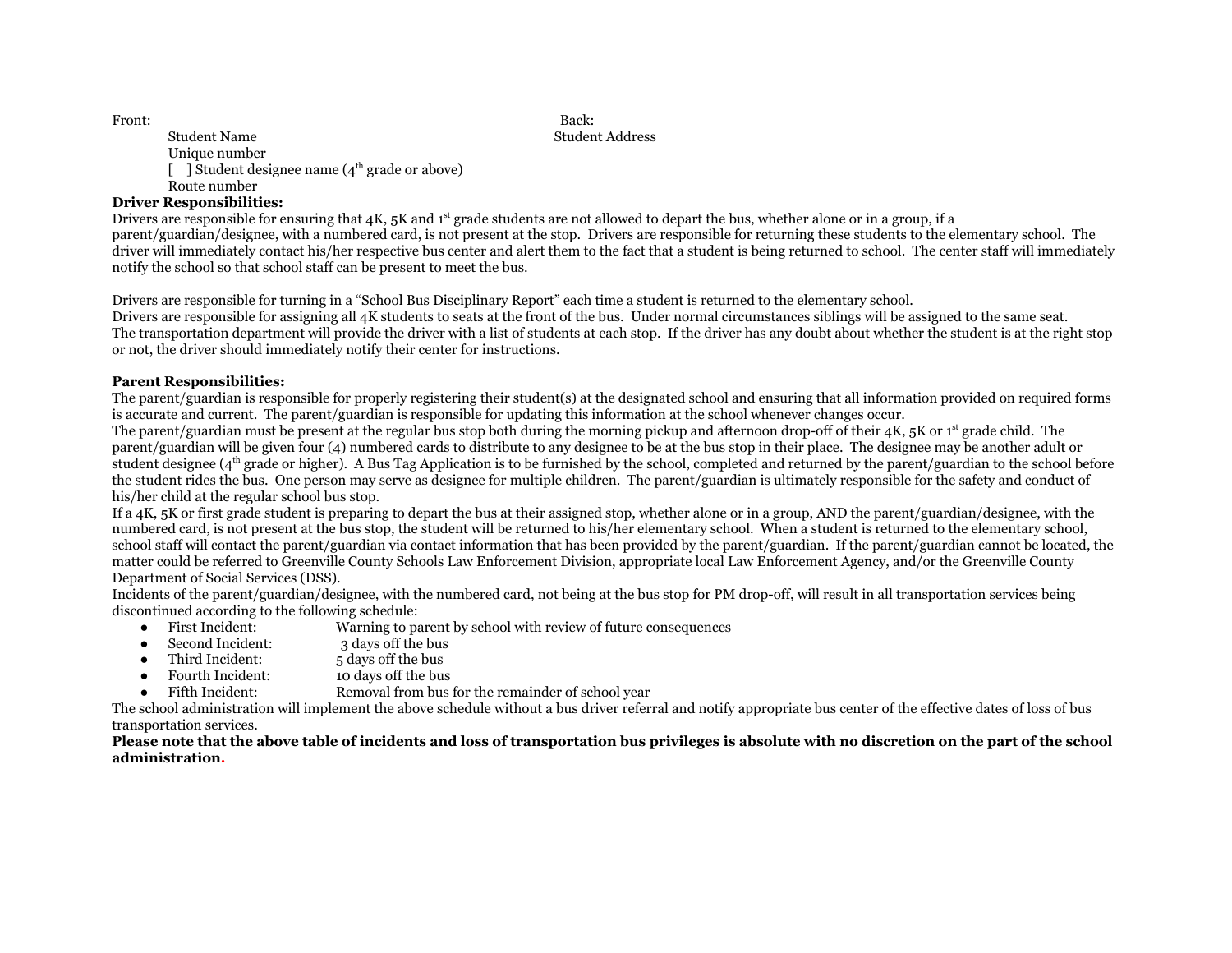Front:

Student Name
Unique number
[ ] Student designee name (4th grade or above)
Route number

Back:

Student Address

**Driver Responsibilities:**

Drivers are responsible for ensuring that 4K, 5K and 1st grade students are not allowed to depart the bus, whether alone or in a group, if a parent/guardian/designee, with a numbered card, is not present at the stop. Drivers are responsible for returning these students to the elementary school. The driver will immediately contact his/her respective bus center and alert them to the fact that a student is being returned to school. The center staff will immediately notify the school so that school staff can be present to meet the bus.

Drivers are responsible for turning in a "School Bus Disciplinary Report" each time a student is returned to the elementary school.
Drivers are responsible for assigning all 4K students to seats at the front of the bus. Under normal circumstances siblings will be assigned to the same seat.
The transportation department will provide the driver with a list of students at each stop. If the driver has any doubt about whether the student is at the right stop or not, the driver should immediately notify their center for instructions.

**Parent Responsibilities:**

The parent/guardian is responsible for properly registering their student(s) at the designated school and ensuring that all information provided on required forms is accurate and current. The parent/guardian is responsible for updating this information at the school whenever changes occur.
The parent/guardian must be present at the regular bus stop both during the morning pickup and afternoon drop-off of their 4K, 5K or 1st grade child. The parent/guardian will be given four (4) numbered cards to distribute to any designee to be at the bus stop in their place. The designee may be another adult or student designee (4th grade or higher). A Bus Tag Application is to be furnished by the school, completed and returned by the parent/guardian to the school before the student rides the bus. One person may serve as designee for multiple children. The parent/guardian is ultimately responsible for the safety and conduct of his/her child at the regular school bus stop.
If a 4K, 5K or first grade student is preparing to depart the bus at their assigned stop, whether alone or in a group, AND the parent/guardian/designee, with the numbered card, is not present at the bus stop, the student will be returned to his/her elementary school. When a student is returned to the elementary school, school staff will contact the parent/guardian via contact information that has been provided by the parent/guardian. If the parent/guardian cannot be located, the matter could be referred to Greenville County Schools Law Enforcement Division, appropriate local Law Enforcement Agency, and/or the Greenville County Department of Social Services (DSS).
Incidents of the parent/guardian/designee, with the numbered card, not being at the bus stop for PM drop-off, will result in all transportation services being discontinued according to the following schedule:

- First Incident: Warning to parent by school with review of future consequences
- Second Incident: 3 days off the bus
- Third Incident: 5 days off the bus
- Fourth Incident: 10 days off the bus
- Fifth Incident: Removal from bus for the remainder of school year

The school administration will implement the above schedule without a bus driver referral and notify appropriate bus center of the effective dates of loss of bus transportation services.

**Please note that the above table of incidents and loss of transportation bus privileges is absolute with no discretion on the part of the school administration.**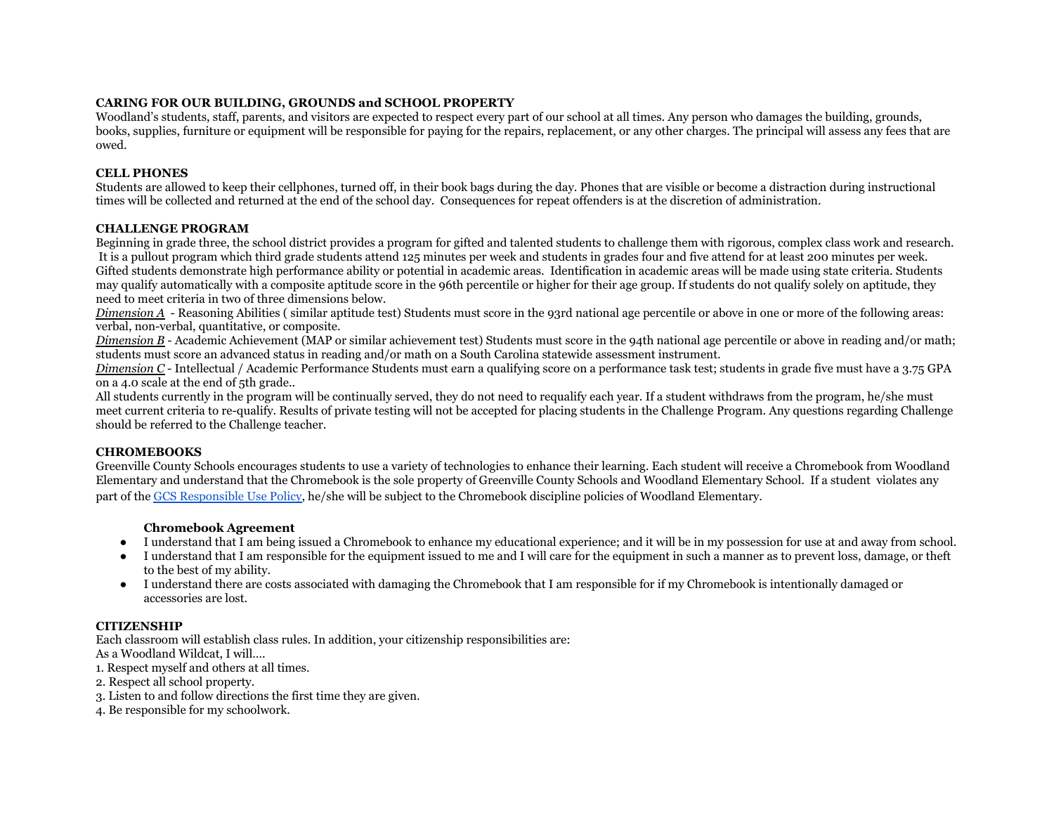**CARING FOR OUR BUILDING, GROUNDS and SCHOOL PROPERTY**
Woodland's students, staff, parents, and visitors are expected to respect every part of our school at all times. Any person who damages the building, grounds, books, supplies, furniture or equipment will be responsible for paying for the repairs, replacement, or any other charges. The principal will assess any fees that are owed.

**CELL PHONES**
Students are allowed to keep their cellphones, turned off, in their book bags during the day. Phones that are visible or become a distraction during instructional times will be collected and returned at the end of the school day. Consequences for repeat offenders is at the discretion of administration.

**CHALLENGE PROGRAM**
Beginning in grade three, the school district provides a program for gifted and talented students to challenge them with rigorous, complex class work and research. It is a pullout program which third grade students attend 125 minutes per week and students in grades four and five attend for at least 200 minutes per week. Gifted students demonstrate high performance ability or potential in academic areas. Identification in academic areas will be made using state criteria. Students may qualify automatically with a composite aptitude score in the 96th percentile or higher for their age group. If students do not qualify solely on aptitude, they need to meet criteria in two of three dimensions below.
*Dimension A* - Reasoning Abilities ( similar aptitude test) Students must score in the 93rd national age percentile or above in one or more of the following areas: verbal, non-verbal, quantitative, or composite.
*Dimension B* - Academic Achievement (MAP or similar achievement test) Students must score in the 94th national age percentile or above in reading and/or math; students must score an advanced status in reading and/or math on a South Carolina statewide assessment instrument.
*Dimension C* - Intellectual / Academic Performance Students must earn a qualifying score on a performance task test; students in grade five must have a 3.75 GPA on a 4.0 scale at the end of 5th grade..
All students currently in the program will be continually served, they do not need to requalify each year. If a student withdraws from the program, he/she must meet current criteria to re-qualify. Results of private testing will not be accepted for placing students in the Challenge Program. Any questions regarding Challenge should be referred to the Challenge teacher.

**CHROMEBOOKS**
Greenville County Schools encourages students to use a variety of technologies to enhance their learning. Each student will receive a Chromebook from Woodland Elementary and understand that the Chromebook is the sole property of Greenville County Schools and Woodland Elementary School. If a student violates any part of the GCS Responsible Use Policy, he/she will be subject to the Chromebook discipline policies of Woodland Elementary.

**Chromebook Agreement**

- I understand that I am being issued a Chromebook to enhance my educational experience; and it will be in my possession for use at and away from school.
- I understand that I am responsible for the equipment issued to me and I will care for the equipment in such a manner as to prevent loss, damage, or theft to the best of my ability.
- I understand there are costs associated with damaging the Chromebook that I am responsible for if my Chromebook is intentionally damaged or accessories are lost.

**CITIZENSHIP**
Each classroom will establish class rules. In addition, your citizenship responsibilities are:
As a Woodland Wildcat, I will….
1. Respect myself and others at all times.
2. Respect all school property.
3. Listen to and follow directions the first time they are given.
4. Be responsible for my schoolwork.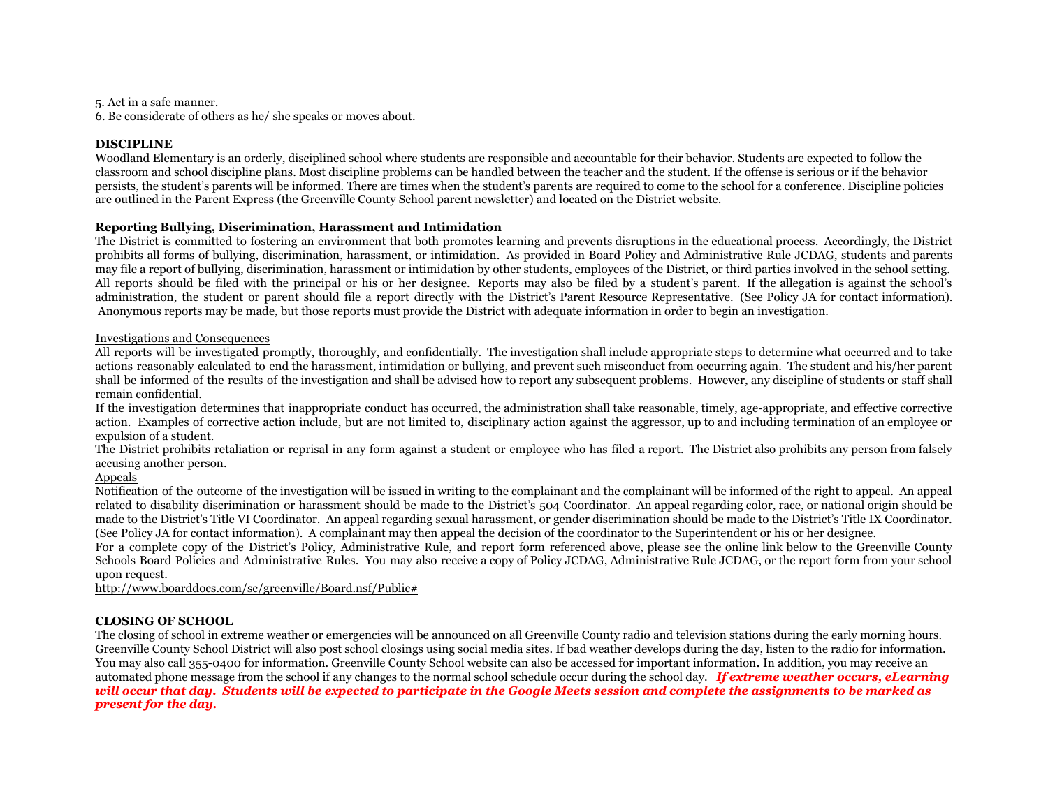5. Act in a safe manner.
6. Be considerate of others as he/ she speaks or moves about.

**DISCIPLINE**

Woodland Elementary is an orderly, disciplined school where students are responsible and accountable for their behavior. Students are expected to follow the classroom and school discipline plans. Most discipline problems can be handled between the teacher and the student. If the offense is serious or if the behavior persists, the student's parents will be informed. There are times when the student's parents are required to come to the school for a conference. Discipline policies are outlined in the Parent Express (the Greenville County School parent newsletter) and located on the District website.

**Reporting Bullying, Discrimination, Harassment and Intimidation**

The District is committed to fostering an environment that both promotes learning and prevents disruptions in the educational process. Accordingly, the District prohibits all forms of bullying, discrimination, harassment, or intimidation. As provided in Board Policy and Administrative Rule JCDAG, students and parents may file a report of bullying, discrimination, harassment or intimidation by other students, employees of the District, or third parties involved in the school setting. All reports should be filed with the principal or his or her designee. Reports may also be filed by a student's parent. If the allegation is against the school's administration, the student or parent should file a report directly with the District's Parent Resource Representative. (See Policy JA for contact information). Anonymous reports may be made, but those reports must provide the District with adequate information in order to begin an investigation.

Investigations and Consequences

All reports will be investigated promptly, thoroughly, and confidentially. The investigation shall include appropriate steps to determine what occurred and to take actions reasonably calculated to end the harassment, intimidation or bullying, and prevent such misconduct from occurring again. The student and his/her parent shall be informed of the results of the investigation and shall be advised how to report any subsequent problems. However, any discipline of students or staff shall remain confidential.

If the investigation determines that inappropriate conduct has occurred, the administration shall take reasonable, timely, age-appropriate, and effective corrective action. Examples of corrective action include, but are not limited to, disciplinary action against the aggressor, up to and including termination of an employee or expulsion of a student.

The District prohibits retaliation or reprisal in any form against a student or employee who has filed a report. The District also prohibits any person from falsely accusing another person.

Appeals

Notification of the outcome of the investigation will be issued in writing to the complainant and the complainant will be informed of the right to appeal. An appeal related to disability discrimination or harassment should be made to the District's 504 Coordinator. An appeal regarding color, race, or national origin should be made to the District's Title VI Coordinator. An appeal regarding sexual harassment, or gender discrimination should be made to the District's Title IX Coordinator. (See Policy JA for contact information). A complainant may then appeal the decision of the coordinator to the Superintendent or his or her designee.

For a complete copy of the District's Policy, Administrative Rule, and report form referenced above, please see the online link below to the Greenville County Schools Board Policies and Administrative Rules. You may also receive a copy of Policy JCDAG, Administrative Rule JCDAG, or the report form from your school upon request.

http://www.boarddocs.com/sc/greenville/Board.nsf/Public#

**CLOSING OF SCHOOL**

The closing of school in extreme weather or emergencies will be announced on all Greenville County radio and television stations during the early morning hours. Greenville County School District will also post school closings using social media sites. If bad weather develops during the day, listen to the radio for information. You may also call 355-0400 for information. Greenville County School website can also be accessed for important information**.** In addition, you may receive an automated phone message from the school if any changes to the normal school schedule occur during the school day. ***If extreme weather occurs, eLearning will occur that day. Students will be expected to participate in the Google Meets session and complete the assignments to be marked as present for the day.***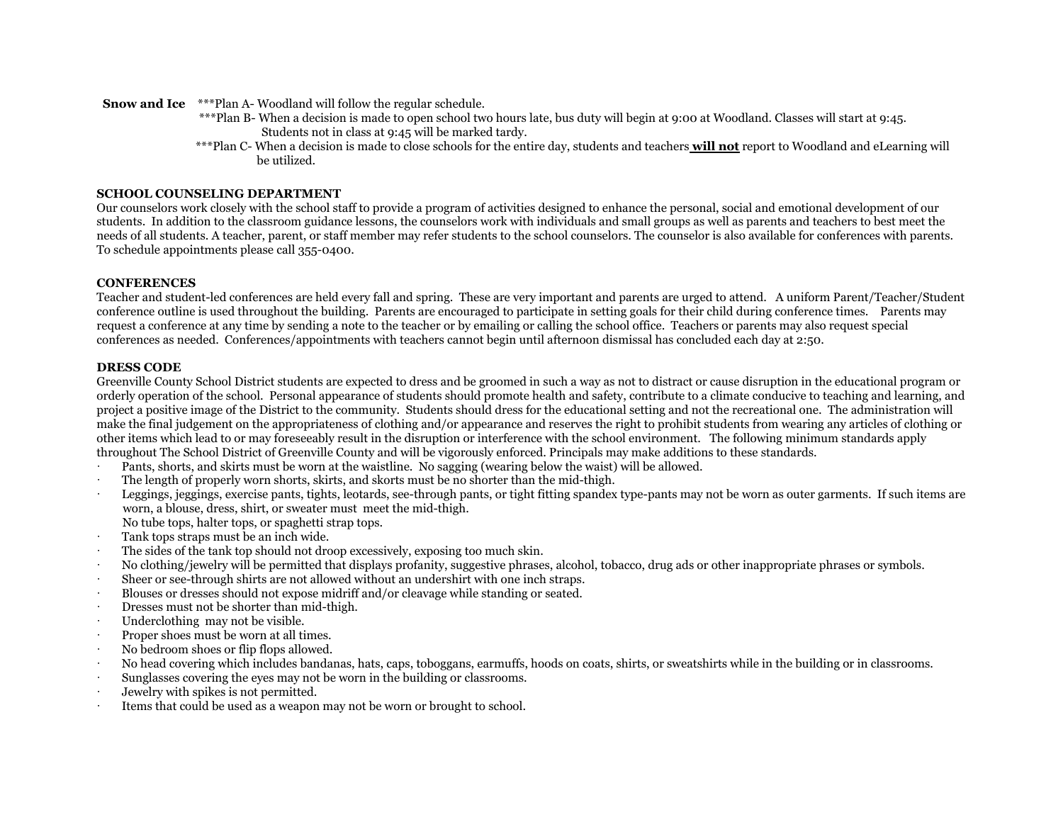**Snow and Ice** ***Plan A- Woodland will follow the regular schedule.

***Plan B- When a decision is made to open school two hours late, bus duty will begin at 9:00 at Woodland. Classes will start at 9:45. Students not in class at 9:45 will be marked tardy.

***Plan C- When a decision is made to close schools for the entire day, students and teachers **<u>will not</u>** report to Woodland and eLearning will be utilized.

**SCHOOL COUNSELING DEPARTMENT**

Our counselors work closely with the school staff to provide a program of activities designed to enhance the personal, social and emotional development of our students. In addition to the classroom guidance lessons, the counselors work with individuals and small groups as well as parents and teachers to best meet the needs of all students. A teacher, parent, or staff member may refer students to the school counselors. The counselor is also available for conferences with parents. To schedule appointments please call 355-0400.

**CONFERENCES**

Teacher and student-led conferences are held every fall and spring. These are very important and parents are urged to attend. A uniform Parent/Teacher/Student conference outline is used throughout the building. Parents are encouraged to participate in setting goals for their child during conference times. Parents may request a conference at any time by sending a note to the teacher or by emailing or calling the school office. Teachers or parents may also request special conferences as needed. Conferences/appointments with teachers cannot begin until afternoon dismissal has concluded each day at 2:50.

**DRESS CODE**

Greenville County School District students are expected to dress and be groomed in such a way as not to distract or cause disruption in the educational program or orderly operation of the school. Personal appearance of students should promote health and safety, contribute to a climate conducive to teaching and learning, and project a positive image of the District to the community. Students should dress for the educational setting and not the recreational one. The administration will make the final judgement on the appropriateness of clothing and/or appearance and reserves the right to prohibit students from wearing any articles of clothing or other items which lead to or may foreseeably result in the disruption or interference with the school environment. The following minimum standards apply throughout The School District of Greenville County and will be vigorously enforced. Principals may make additions to these standards.

- Pants, shorts, and skirts must be worn at the waistline. No sagging (wearing below the waist) will be allowed.
- The length of properly worn shorts, skirts, and skorts must be no shorter than the mid-thigh.
- Leggings, jeggings, exercise pants, tights, leotards, see-through pants, or tight fitting spandex type-pants may not be worn as outer garments. If such items are worn, a blouse, dress, shirt, or sweater must meet the mid-thigh.
  No tube tops, halter tops, or spaghetti strap tops.
- Tank tops straps must be an inch wide.
- The sides of the tank top should not droop excessively, exposing too much skin.
- No clothing/jewelry will be permitted that displays profanity, suggestive phrases, alcohol, tobacco, drug ads or other inappropriate phrases or symbols.
- Sheer or see-through shirts are not allowed without an undershirt with one inch straps.
- Blouses or dresses should not expose midriff and/or cleavage while standing or seated.
- Dresses must not be shorter than mid-thigh.
- Underclothing may not be visible.
- Proper shoes must be worn at all times.
- No bedroom shoes or flip flops allowed.
- No head covering which includes bandanas, hats, caps, toboggans, earmuffs, hoods on coats, shirts, or sweatshirts while in the building or in classrooms.
- Sunglasses covering the eyes may not be worn in the building or classrooms.
- Jewelry with spikes is not permitted.
- Items that could be used as a weapon may not be worn or brought to school.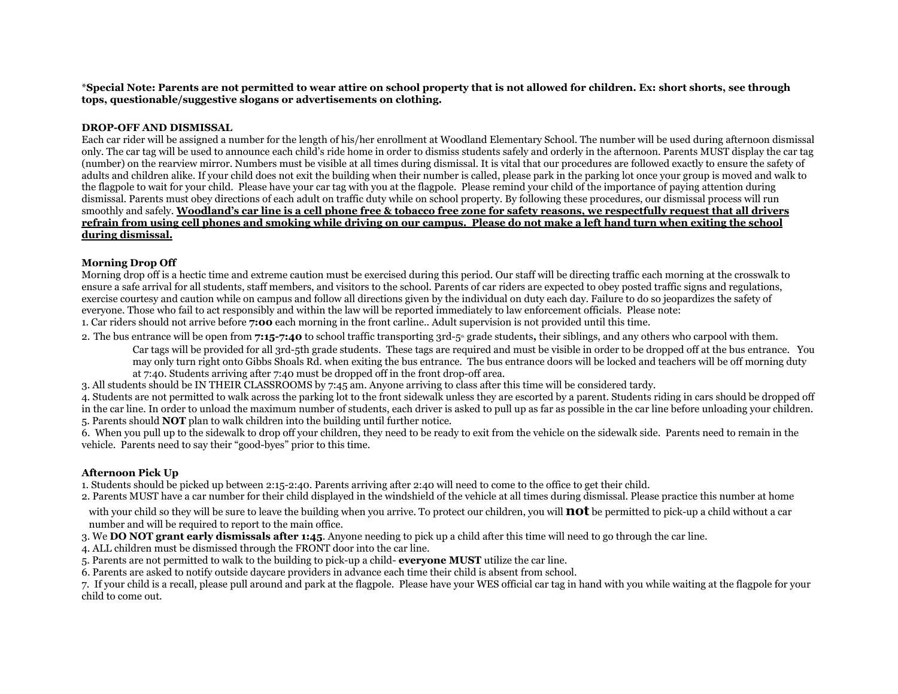***Special Note: Parents are not permitted to wear attire on school property that is not allowed for children. Ex: short shorts, see through tops, questionable/suggestive slogans or advertisements on clothing.**

**DROP-OFF AND DISMISSAL**

Each car rider will be assigned a number for the length of his/her enrollment at Woodland Elementary School. The number will be used during afternoon dismissal only. The car tag will be used to announce each child's ride home in order to dismiss students safely and orderly in the afternoon. Parents MUST display the car tag (number) on the rearview mirror. Numbers must be visible at all times during dismissal. It is vital that our procedures are followed exactly to ensure the safety of adults and children alike. If your child does not exit the building when their number is called, please park in the parking lot once your group is moved and walk to the flagpole to wait for your child. Please have your car tag with you at the flagpole. Please remind your child of the importance of paying attention during dismissal. Parents must obey directions of each adult on traffic duty while on school property. By following these procedures, our dismissal process will run smoothly and safely. **<u>Woodland's car line is a cell phone free & tobacco free zone for safety reasons, we respectfully request that all drivers refrain from using cell phones and smoking while driving on our campus. Please do not make a left hand turn when exiting the school during dismissal.</u>**

**Morning Drop Off**

Morning drop off is a hectic time and extreme caution must be exercised during this period. Our staff will be directing traffic each morning at the crosswalk to ensure a safe arrival for all students, staff members, and visitors to the school. Parents of car riders are expected to obey posted traffic signs and regulations, exercise courtesy and caution while on campus and follow all directions given by the individual on duty each day. Failure to do so jeopardizes the safety of everyone. Those who fail to act responsibly and within the law will be reported immediately to law enforcement officials. Please note:

1. Car riders should not arrive before **7:00** each morning in the front carline.. Adult supervision is not provided until this time.
2. The bus entrance will be open from **7:15-7:40** to school traffic transporting 3rd-5th grade students**,** their siblings, and any others who carpool with them.
   Car tags will be provided for all 3rd-5th grade students. These tags are required and must be visible in order to be dropped off at the bus entrance. You may only turn right onto Gibbs Shoals Rd. when exiting the bus entrance. The bus entrance doors will be locked and teachers will be off morning duty at 7:40. Students arriving after 7:40 must be dropped off in the front drop-off area.
3. All students should be IN THEIR CLASSROOMS by 7:45 am. Anyone arriving to class after this time will be considered tardy.
4. Students are not permitted to walk across the parking lot to the front sidewalk unless they are escorted by a parent. Students riding in cars should be dropped off in the car line. In order to unload the maximum number of students, each driver is asked to pull up as far as possible in the car line before unloading your children.
5. Parents should **NOT** plan to walk children into the building until further notice.
6. When you pull up to the sidewalk to drop off your children, they need to be ready to exit from the vehicle on the sidewalk side. Parents need to remain in the vehicle. Parents need to say their "good-byes" prior to this time.

**Afternoon Pick Up**

1. Students should be picked up between 2:15-2:40. Parents arriving after 2:40 will need to come to the office to get their child.
2. Parents MUST have a car number for their child displayed in the windshield of the vehicle at all times during dismissal. Please practice this number at home with your child so they will be sure to leave the building when you arrive. To protect our children, you will **not** be permitted to pick-up a child without a car number and will be required to report to the main office.
3. We **DO NOT grant early dismissals after 1:45**. Anyone needing to pick up a child after this time will need to go through the car line.
4. ALL children must be dismissed through the FRONT door into the car line.
5. Parents are not permitted to walk to the building to pick-up a child- **everyone MUST** utilize the car line.
6. Parents are asked to notify outside daycare providers in advance each time their child is absent from school.
7. If your child is a recall, please pull around and park at the flagpole. Please have your WES official car tag in hand with you while waiting at the flagpole for your child to come out.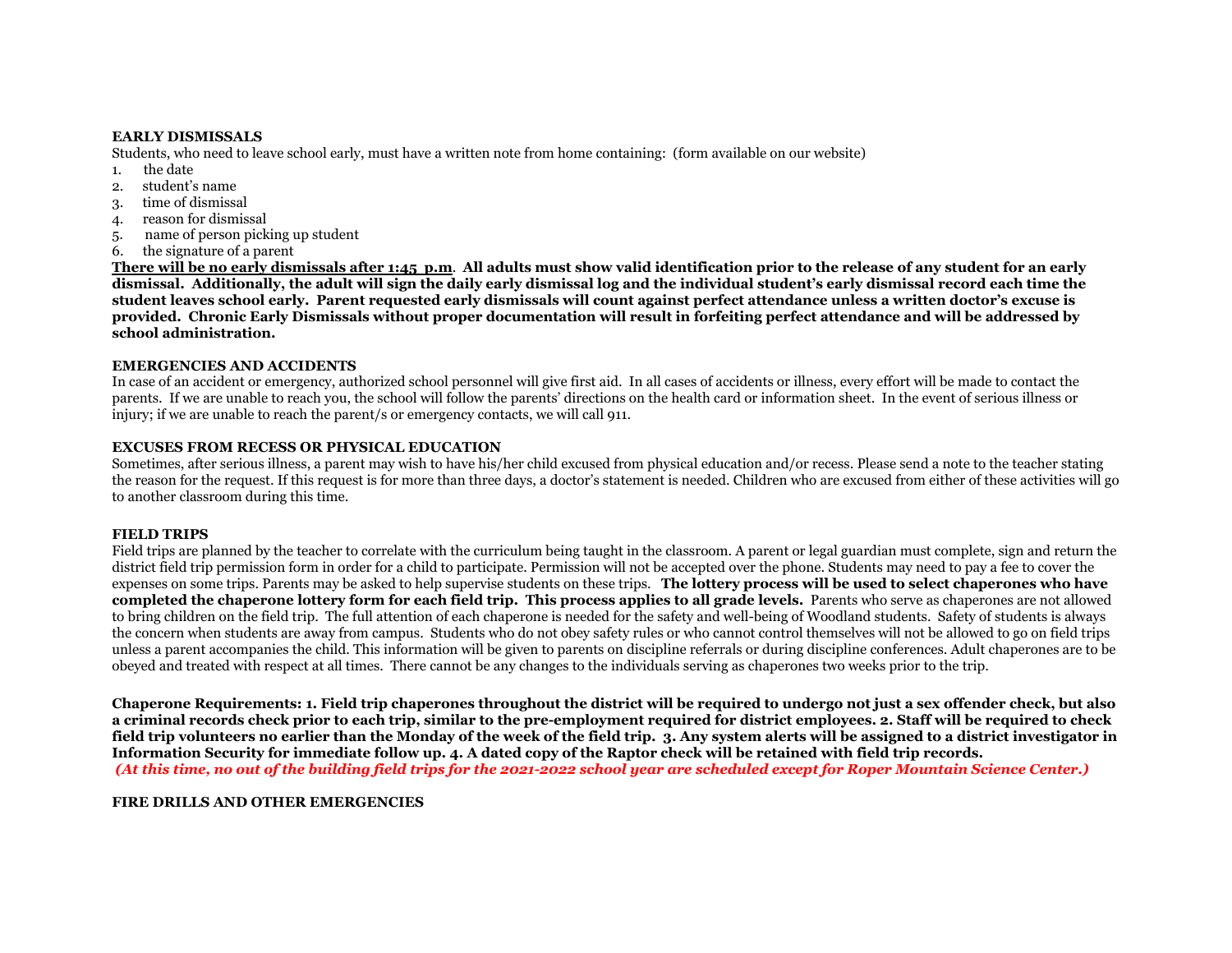**EARLY DISMISSALS**

Students, who need to leave school early, must have a written note from home containing: (form available on our website)

1. the date
2. student's name
3. time of dismissal
4. reason for dismissal
5. name of person picking up student
6. the signature of a parent

**<u>There will be no early dismissals after 1:45 p.m</u>. All adults must show valid identification prior to the release of any student for an early dismissal. Additionally, the adult will sign the daily early dismissal log and the individual student's early dismissal record each time the student leaves school early. Parent requested early dismissals will count against perfect attendance unless a written doctor's excuse is provided. Chronic Early Dismissals without proper documentation will result in forfeiting perfect attendance and will be addressed by school administration.**

**EMERGENCIES AND ACCIDENTS**

In case of an accident or emergency, authorized school personnel will give first aid. In all cases of accidents or illness, every effort will be made to contact the parents. If we are unable to reach you, the school will follow the parents' directions on the health card or information sheet. In the event of serious illness or injury; if we are unable to reach the parent/s or emergency contacts, we will call 911.

**EXCUSES FROM RECESS OR PHYSICAL EDUCATION**

Sometimes, after serious illness, a parent may wish to have his/her child excused from physical education and/or recess. Please send a note to the teacher stating the reason for the request. If this request is for more than three days, a doctor's statement is needed. Children who are excused from either of these activities will go to another classroom during this time.

**FIELD TRIPS**

Field trips are planned by the teacher to correlate with the curriculum being taught in the classroom. A parent or legal guardian must complete, sign and return the district field trip permission form in order for a child to participate. Permission will not be accepted over the phone. Students may need to pay a fee to cover the expenses on some trips. Parents may be asked to help supervise students on these trips. **The lottery process will be used to select chaperones who have completed the chaperone lottery form for each field trip. This process applies to all grade levels.** Parents who serve as chaperones are not allowed to bring children on the field trip. The full attention of each chaperone is needed for the safety and well-being of Woodland students. Safety of students is always the concern when students are away from campus. Students who do not obey safety rules or who cannot control themselves will not be allowed to go on field trips unless a parent accompanies the child. This information will be given to parents on discipline referrals or during discipline conferences. Adult chaperones are to be obeyed and treated with respect at all times. There cannot be any changes to the individuals serving as chaperones two weeks prior to the trip.

**Chaperone Requirements: 1. Field trip chaperones throughout the district will be required to undergo not just a sex offender check, but also a criminal records check prior to each trip, similar to the pre-employment required for district employees. 2. Staff will be required to check field trip volunteers no earlier than the Monday of the week of the field trip. 3. Any system alerts will be assigned to a district investigator in Information Security for immediate follow up. 4. A dated copy of the Raptor check will be retained with field trip records.**

***(At this time, no out of the building field trips for the 2021-2022 school year are scheduled except for Roper Mountain Science Center.)***

**FIRE DRILLS AND OTHER EMERGENCIES**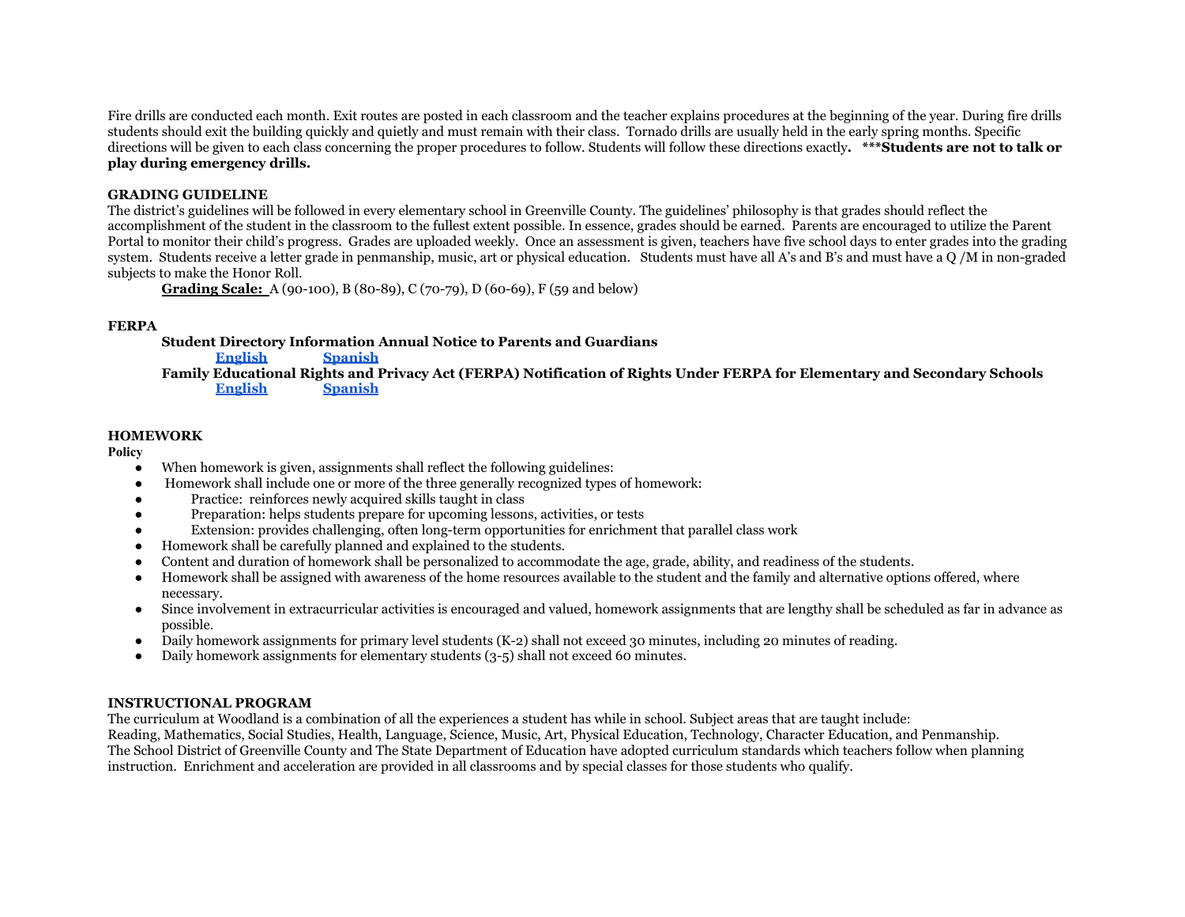Fire drills are conducted each month. Exit routes are posted in each classroom and the teacher explains procedures at the beginning of the year. During fire drills students should exit the building quickly and quietly and must remain with their class. Tornado drills are usually held in the early spring months. Specific directions will be given to each class concerning the proper procedures to follow. Students will follow these directions exactly**. \*\*\*Students are not to talk or play during emergency drills.**

**GRADING GUIDELINE**

The district's guidelines will be followed in every elementary school in Greenville County. The guidelines' philosophy is that grades should reflect the accomplishment of the student in the classroom to the fullest extent possible. In essence, grades should be earned. Parents are encouraged to utilize the Parent Portal to monitor their child's progress. Grades are uploaded weekly. Once an assessment is given, teachers have five school days to enter grades into the grading system. Students receive a letter grade in penmanship, music, art or physical education. Students must have all A's and B's and must have a Q /M in non-graded subjects to make the Honor Roll.

**Grading Scale:** A (90-100), B (80-89), C (70-79), D (60-69), F (59 and below)

**FERPA**

**Student Directory Information Annual Notice to Parents and Guardians**

**English** **Spanish**

**Family Educational Rights and Privacy Act (FERPA) Notification of Rights Under FERPA for Elementary and Secondary Schools**

**English** **Spanish**

**HOMEWORK**

**Policy**

- When homework is given, assignments shall reflect the following guidelines:
- Homework shall include one or more of the three generally recognized types of homework:
- Practice: reinforces newly acquired skills taught in class
- Preparation: helps students prepare for upcoming lessons, activities, or tests
- Extension: provides challenging, often long-term opportunities for enrichment that parallel class work
- Homework shall be carefully planned and explained to the students.
- Content and duration of homework shall be personalized to accommodate the age, grade, ability, and readiness of the students.
- Homework shall be assigned with awareness of the home resources available to the student and the family and alternative options offered, where necessary.
- Since involvement in extracurricular activities is encouraged and valued, homework assignments that are lengthy shall be scheduled as far in advance as possible.
- Daily homework assignments for primary level students (K-2) shall not exceed 30 minutes, including 20 minutes of reading.
- Daily homework assignments for elementary students (3-5) shall not exceed 60 minutes.

**INSTRUCTIONAL PROGRAM**

The curriculum at Woodland is a combination of all the experiences a student has while in school. Subject areas that are taught include: Reading, Mathematics, Social Studies, Health, Language, Science, Music, Art, Physical Education, Technology, Character Education, and Penmanship. The School District of Greenville County and The State Department of Education have adopted curriculum standards which teachers follow when planning instruction. Enrichment and acceleration are provided in all classrooms and by special classes for those students who qualify.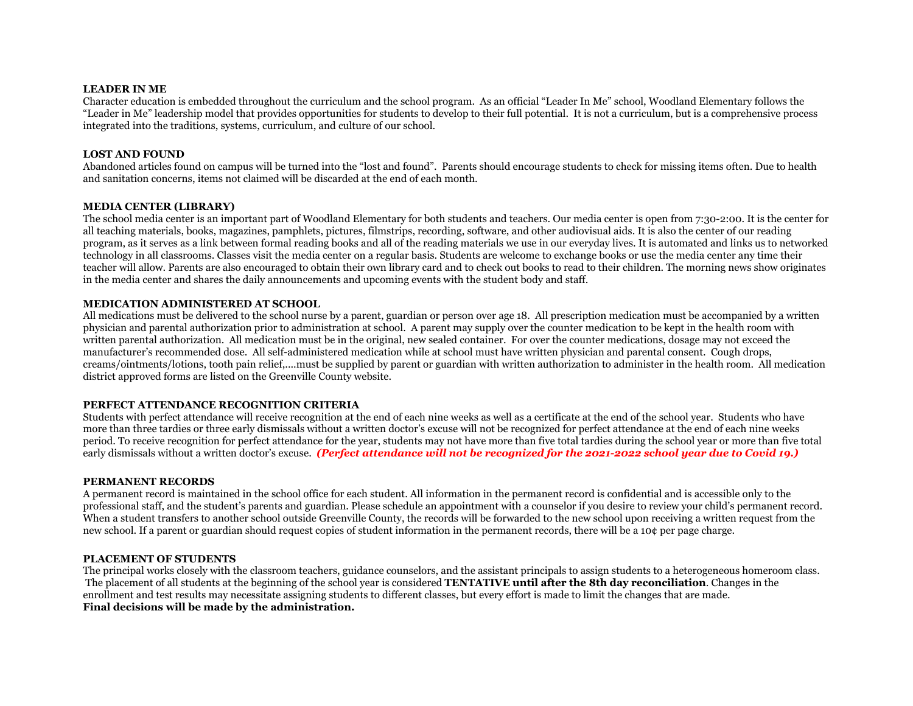**LEADER IN ME**

Character education is embedded throughout the curriculum and the school program. As an official "Leader In Me" school, Woodland Elementary follows the "Leader in Me" leadership model that provides opportunities for students to develop to their full potential. It is not a curriculum, but is a comprehensive process integrated into the traditions, systems, curriculum, and culture of our school.

**LOST AND FOUND**

Abandoned articles found on campus will be turned into the "lost and found". Parents should encourage students to check for missing items often. Due to health and sanitation concerns, items not claimed will be discarded at the end of each month.

**MEDIA CENTER (LIBRARY)**

The school media center is an important part of Woodland Elementary for both students and teachers. Our media center is open from 7:30-2:00. It is the center for all teaching materials, books, magazines, pamphlets, pictures, filmstrips, recording, software, and other audiovisual aids. It is also the center of our reading program, as it serves as a link between formal reading books and all of the reading materials we use in our everyday lives. It is automated and links us to networked technology in all classrooms. Classes visit the media center on a regular basis. Students are welcome to exchange books or use the media center any time their teacher will allow. Parents are also encouraged to obtain their own library card and to check out books to read to their children. The morning news show originates in the media center and shares the daily announcements and upcoming events with the student body and staff.

**MEDICATION ADMINISTERED AT SCHOOL**

All medications must be delivered to the school nurse by a parent, guardian or person over age 18. All prescription medication must be accompanied by a written physician and parental authorization prior to administration at school. A parent may supply over the counter medication to be kept in the health room with written parental authorization. All medication must be in the original, new sealed container. For over the counter medications, dosage may not exceed the manufacturer's recommended dose. All self-administered medication while at school must have written physician and parental consent. Cough drops, creams/ointments/lotions, tooth pain relief,….must be supplied by parent or guardian with written authorization to administer in the health room. All medication district approved forms are listed on the Greenville County website.

**PERFECT ATTENDANCE RECOGNITION CRITERIA**

Students with perfect attendance will receive recognition at the end of each nine weeks as well as a certificate at the end of the school year. Students who have more than three tardies or three early dismissals without a written doctor's excuse will not be recognized for perfect attendance at the end of each nine weeks period. To receive recognition for perfect attendance for the year, students may not have more than five total tardies during the school year or more than five total early dismissals without a written doctor's excuse. ***(Perfect attendance will not be recognized for the 2021-2022 school year due to Covid 19.)***

**PERMANENT RECORDS**

A permanent record is maintained in the school office for each student. All information in the permanent record is confidential and is accessible only to the professional staff, and the student's parents and guardian. Please schedule an appointment with a counselor if you desire to review your child's permanent record. When a student transfers to another school outside Greenville County, the records will be forwarded to the new school upon receiving a written request from the new school. If a parent or guardian should request copies of student information in the permanent records, there will be a 10¢ per page charge.

**PLACEMENT OF STUDENTS**

The principal works closely with the classroom teachers, guidance counselors, and the assistant principals to assign students to a heterogeneous homeroom class. The placement of all students at the beginning of the school year is considered **TENTATIVE until after the 8th day reconciliation**. Changes in the enrollment and test results may necessitate assigning students to different classes, but every effort is made to limit the changes that are made.
**Final decisions will be made by the administration.**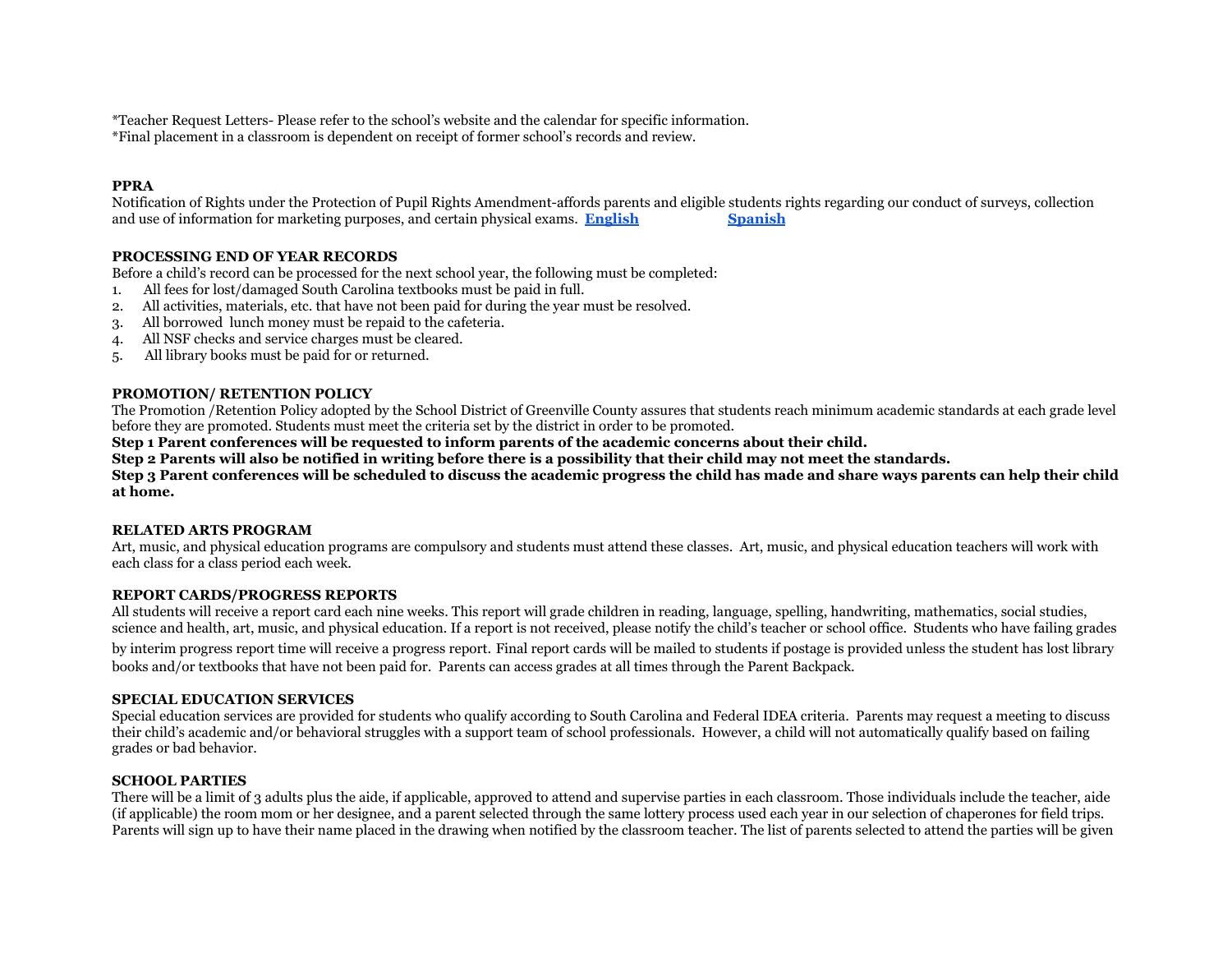*Teacher Request Letters- Please refer to the school's website and the calendar for specific information.
*Final placement in a classroom is dependent on receipt of former school's records and review.

**PPRA**

Notification of Rights under the Protection of Pupil Rights Amendment-affords parents and eligible students rights regarding our conduct of surveys, collection and use of information for marketing purposes, and certain physical exams. **English** **Spanish**

**PROCESSING END OF YEAR RECORDS**

Before a child's record can be processed for the next school year, the following must be completed:

1. All fees for lost/damaged South Carolina textbooks must be paid in full.
2. All activities, materials, etc. that have not been paid for during the year must be resolved.
3. All borrowed lunch money must be repaid to the cafeteria.
4. All NSF checks and service charges must be cleared.
5. All library books must be paid for or returned.

**PROMOTION/ RETENTION POLICY**

The Promotion /Retention Policy adopted by the School District of Greenville County assures that students reach minimum academic standards at each grade level before they are promoted. Students must meet the criteria set by the district in order to be promoted.

**Step 1 Parent conferences will be requested to inform parents of the academic concerns about their child.**
**Step 2 Parents will also be notified in writing before there is a possibility that their child may not meet the standards.**
**Step 3 Parent conferences will be scheduled to discuss the academic progress the child has made and share ways parents can help their child at home.**

**RELATED ARTS PROGRAM**

Art, music, and physical education programs are compulsory and students must attend these classes. Art, music, and physical education teachers will work with each class for a class period each week.

**REPORT CARDS/PROGRESS REPORTS**

All students will receive a report card each nine weeks. This report will grade children in reading, language, spelling, handwriting, mathematics, social studies, science and health, art, music, and physical education. If a report is not received, please notify the child's teacher or school office. Students who have failing grades by interim progress report time will receive a progress report. Final report cards will be mailed to students if postage is provided unless the student has lost library books and/or textbooks that have not been paid for. Parents can access grades at all times through the Parent Backpack.

**SPECIAL EDUCATION SERVICES**

Special education services are provided for students who qualify according to South Carolina and Federal IDEA criteria. Parents may request a meeting to discuss their child's academic and/or behavioral struggles with a support team of school professionals. However, a child will not automatically qualify based on failing grades or bad behavior.

**SCHOOL PARTIES**

There will be a limit of 3 adults plus the aide, if applicable, approved to attend and supervise parties in each classroom. Those individuals include the teacher, aide (if applicable) the room mom or her designee, and a parent selected through the same lottery process used each year in our selection of chaperones for field trips. Parents will sign up to have their name placed in the drawing when notified by the classroom teacher. The list of parents selected to attend the parties will be given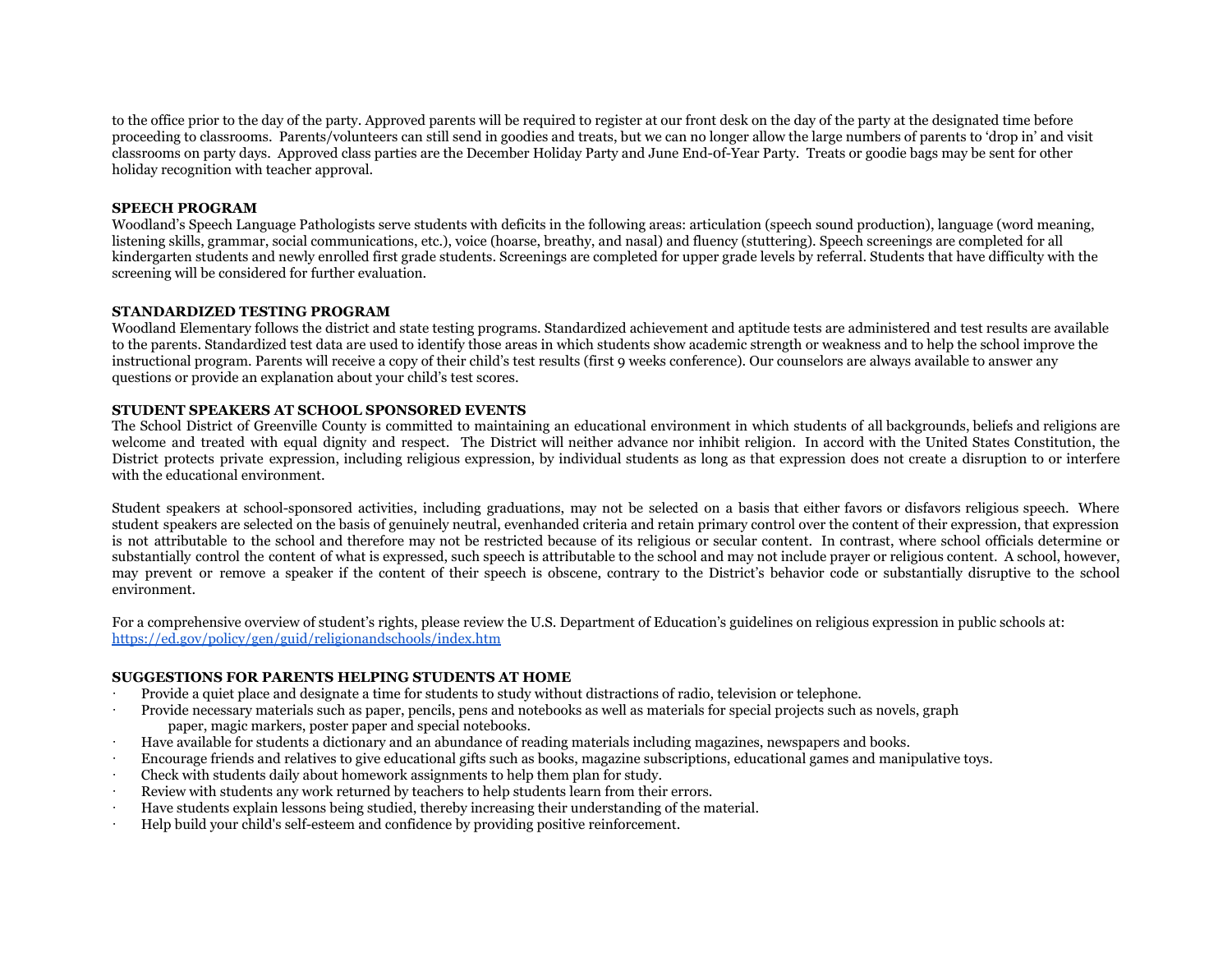to the office prior to the day of the party. Approved parents will be required to register at our front desk on the day of the party at the designated time before proceeding to classrooms. Parents/volunteers can still send in goodies and treats, but we can no longer allow the large numbers of parents to 'drop in' and visit classrooms on party days. Approved class parties are the December Holiday Party and June End-of-Year Party. Treats or goodie bags may be sent for other holiday recognition with teacher approval.

**SPEECH PROGRAM**

Woodland's Speech Language Pathologists serve students with deficits in the following areas: articulation (speech sound production), language (word meaning, listening skills, grammar, social communications, etc.), voice (hoarse, breathy, and nasal) and fluency (stuttering). Speech screenings are completed for all kindergarten students and newly enrolled first grade students. Screenings are completed for upper grade levels by referral. Students that have difficulty with the screening will be considered for further evaluation.

**STANDARDIZED TESTING PROGRAM**

Woodland Elementary follows the district and state testing programs. Standardized achievement and aptitude tests are administered and test results are available to the parents. Standardized test data are used to identify those areas in which students show academic strength or weakness and to help the school improve the instructional program. Parents will receive a copy of their child's test results (first 9 weeks conference). Our counselors are always available to answer any questions or provide an explanation about your child's test scores.

**STUDENT SPEAKERS AT SCHOOL SPONSORED EVENTS**

The School District of Greenville County is committed to maintaining an educational environment in which students of all backgrounds, beliefs and religions are welcome and treated with equal dignity and respect. The District will neither advance nor inhibit religion. In accord with the United States Constitution, the District protects private expression, including religious expression, by individual students as long as that expression does not create a disruption to or interfere with the educational environment.

Student speakers at school-sponsored activities, including graduations, may not be selected on a basis that either favors or disfavors religious speech. Where student speakers are selected on the basis of genuinely neutral, evenhanded criteria and retain primary control over the content of their expression, that expression is not attributable to the school and therefore may not be restricted because of its religious or secular content. In contrast, where school officials determine or substantially control the content of what is expressed, such speech is attributable to the school and may not include prayer or religious content. A school, however, may prevent or remove a speaker if the content of their speech is obscene, contrary to the District's behavior code or substantially disruptive to the school environment.

For a comprehensive overview of student's rights, please review the U.S. Department of Education's guidelines on religious expression in public schools at: https://ed.gov/policy/gen/guid/religionandschools/index.htm

**SUGGESTIONS FOR PARENTS HELPING STUDENTS AT HOME**

- Provide a quiet place and designate a time for students to study without distractions of radio, television or telephone.
- Provide necessary materials such as paper, pencils, pens and notebooks as well as materials for special projects such as novels, graph paper, magic markers, poster paper and special notebooks.
- Have available for students a dictionary and an abundance of reading materials including magazines, newspapers and books.
- Encourage friends and relatives to give educational gifts such as books, magazine subscriptions, educational games and manipulative toys.
- Check with students daily about homework assignments to help them plan for study.
- Review with students any work returned by teachers to help students learn from their errors.
- Have students explain lessons being studied, thereby increasing their understanding of the material.
- Help build your child's self-esteem and confidence by providing positive reinforcement.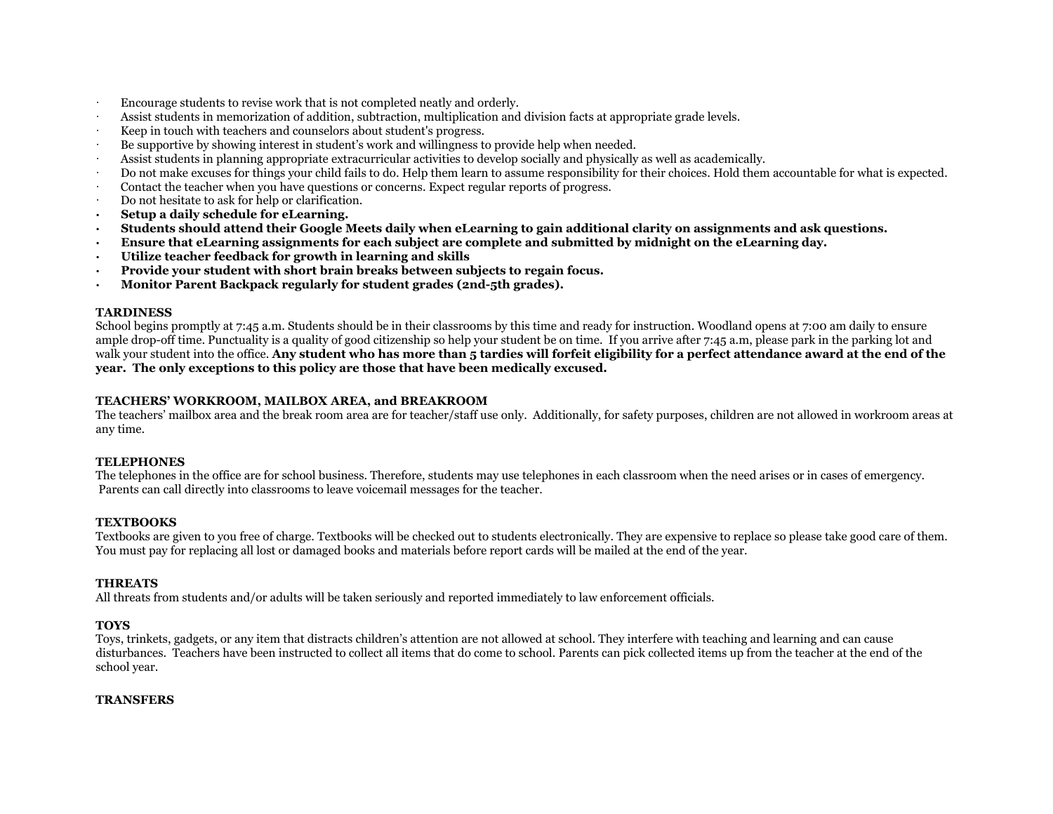- Encourage students to revise work that is not completed neatly and orderly.
- Assist students in memorization of addition, subtraction, multiplication and division facts at appropriate grade levels.
- Keep in touch with teachers and counselors about student's progress.
- Be supportive by showing interest in student's work and willingness to provide help when needed.
- Assist students in planning appropriate extracurricular activities to develop socially and physically as well as academically.
- Do not make excuses for things your child fails to do. Help them learn to assume responsibility for their choices. Hold them accountable for what is expected.
- Contact the teacher when you have questions or concerns. Expect regular reports of progress.
- Do not hesitate to ask for help or clarification.
- **Setup a daily schedule for eLearning.**
- **Students should attend their Google Meets daily when eLearning to gain additional clarity on assignments and ask questions.**
- **Ensure that eLearning assignments for each subject are complete and submitted by midnight on the eLearning day.**
- **Utilize teacher feedback for growth in learning and skills**
- **Provide your student with short brain breaks between subjects to regain focus.**
- **Monitor Parent Backpack regularly for student grades (2nd-5th grades).**

**TARDINESS**

School begins promptly at 7:45 a.m. Students should be in their classrooms by this time and ready for instruction. Woodland opens at 7:00 am daily to ensure ample drop-off time. Punctuality is a quality of good citizenship so help your student be on time. If you arrive after 7:45 a.m, please park in the parking lot and walk your student into the office. **Any student who has more than 5 tardies will forfeit eligibility for a perfect attendance award at the end of the year. The only exceptions to this policy are those that have been medically excused.**

**TEACHERS' WORKROOM, MAILBOX AREA, and BREAKROOM**

The teachers' mailbox area and the break room area are for teacher/staff use only. Additionally, for safety purposes, children are not allowed in workroom areas at any time.

**TELEPHONES**

The telephones in the office are for school business. Therefore, students may use telephones in each classroom when the need arises or in cases of emergency. Parents can call directly into classrooms to leave voicemail messages for the teacher.

**TEXTBOOKS**

Textbooks are given to you free of charge. Textbooks will be checked out to students electronically. They are expensive to replace so please take good care of them. You must pay for replacing all lost or damaged books and materials before report cards will be mailed at the end of the year.

**THREATS**

All threats from students and/or adults will be taken seriously and reported immediately to law enforcement officials.

**TOYS**

Toys, trinkets, gadgets, or any item that distracts children's attention are not allowed at school. They interfere with teaching and learning and can cause disturbances. Teachers have been instructed to collect all items that do come to school. Parents can pick collected items up from the teacher at the end of the school year.

**TRANSFERS**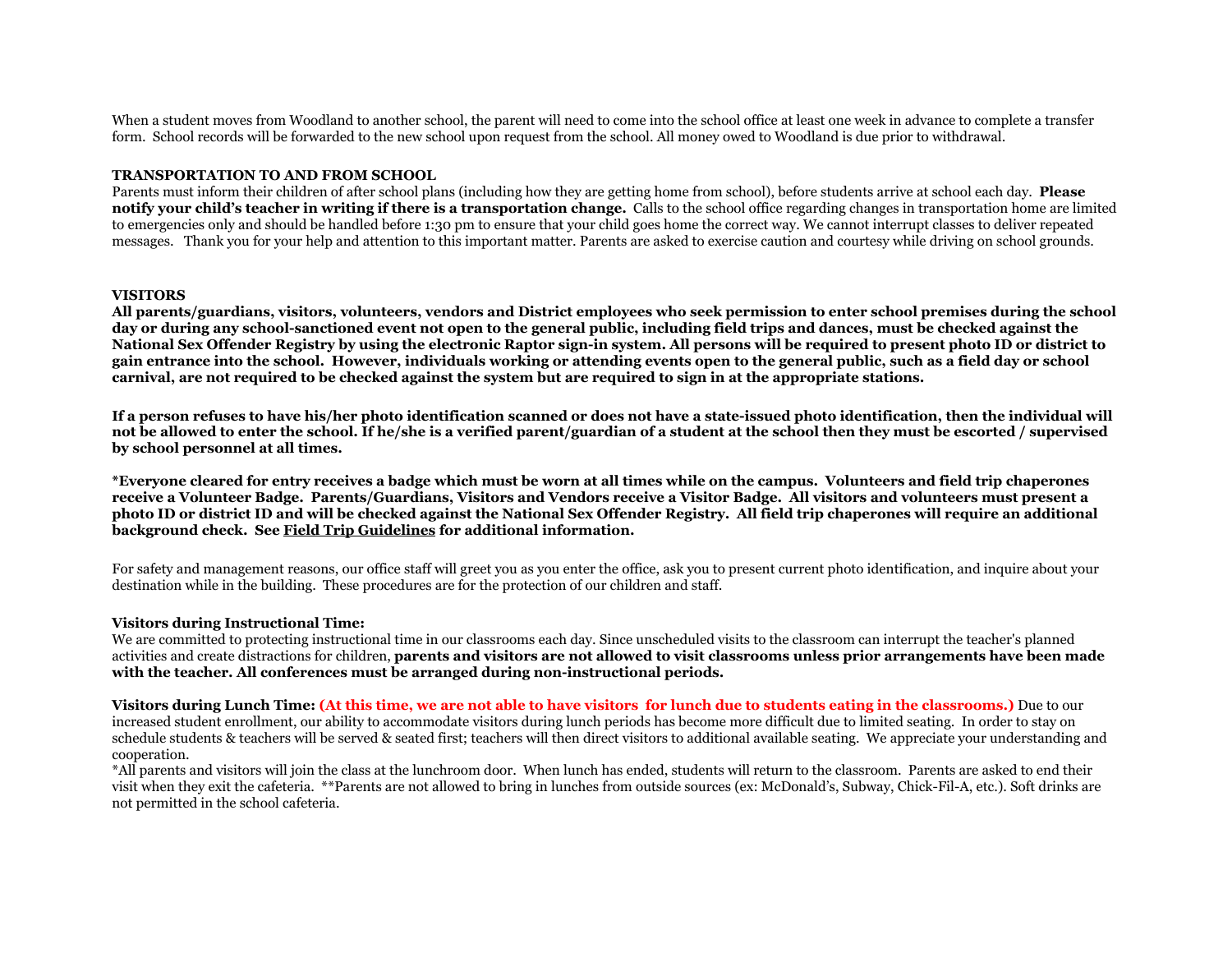When a student moves from Woodland to another school, the parent will need to come into the school office at least one week in advance to complete a transfer form. School records will be forwarded to the new school upon request from the school. All money owed to Woodland is due prior to withdrawal.

### TRANSPORTATION TO AND FROM SCHOOL

Parents must inform their children of after school plans (including how they are getting home from school), before students arrive at school each day. **Please notify your child's teacher in writing if there is a transportation change.** Calls to the school office regarding changes in transportation home are limited to emergencies only and should be handled before 1:30 pm to ensure that your child goes home the correct way. We cannot interrupt classes to deliver repeated messages. Thank you for your help and attention to this important matter. Parents are asked to exercise caution and courtesy while driving on school grounds.

### VISITORS

**All parents/guardians, visitors, volunteers, vendors and District employees who seek permission to enter school premises during the school day or during any school-sanctioned event not open to the general public, including field trips and dances, must be checked against the National Sex Offender Registry by using the electronic Raptor sign-in system. All persons will be required to present photo ID or district to gain entrance into the school. However, individuals working or attending events open to the general public, such as a field day or school carnival, are not required to be checked against the system but are required to sign in at the appropriate stations.**

**If a person refuses to have his/her photo identification scanned or does not have a state-issued photo identification, then the individual will not be allowed to enter the school. If he/she is a verified parent/guardian of a student at the school then they must be escorted / supervised by school personnel at all times.**

**\*Everyone cleared for entry receives a badge which must be worn at all times while on the campus. Volunteers and field trip chaperones receive a Volunteer Badge. Parents/Guardians, Visitors and Vendors receive a Visitor Badge. All visitors and volunteers must present a photo ID or district ID and will be checked against the National Sex Offender Registry. All field trip chaperones will require an additional background check. See Field Trip Guidelines for additional information.**

For safety and management reasons, our office staff will greet you as you enter the office, ask you to present current photo identification, and inquire about your destination while in the building. These procedures are for the protection of our children and staff.

**Visitors during Instructional Time:**

We are committed to protecting instructional time in our classrooms each day. Since unscheduled visits to the classroom can interrupt the teacher's planned activities and create distractions for children, **parents and visitors are not allowed to visit classrooms unless prior arrangements have been made with the teacher. All conferences must be arranged during non-instructional periods.**

**Visitors during Lunch Time: (At this time, we are not able to have visitors for lunch due to students eating in the classrooms.)** Due to our increased student enrollment, our ability to accommodate visitors during lunch periods has become more difficult due to limited seating. In order to stay on schedule students & teachers will be served & seated first; teachers will then direct visitors to additional available seating. We appreciate your understanding and cooperation.

*All parents and visitors will join the class at the lunchroom door. When lunch has ended, students will return to the classroom. Parents are asked to end their visit when they exit the cafeteria. **Parents are not allowed to bring in lunches from outside sources (ex: McDonald's, Subway, Chick-Fil-A, etc.). Soft drinks are not permitted in the school cafeteria.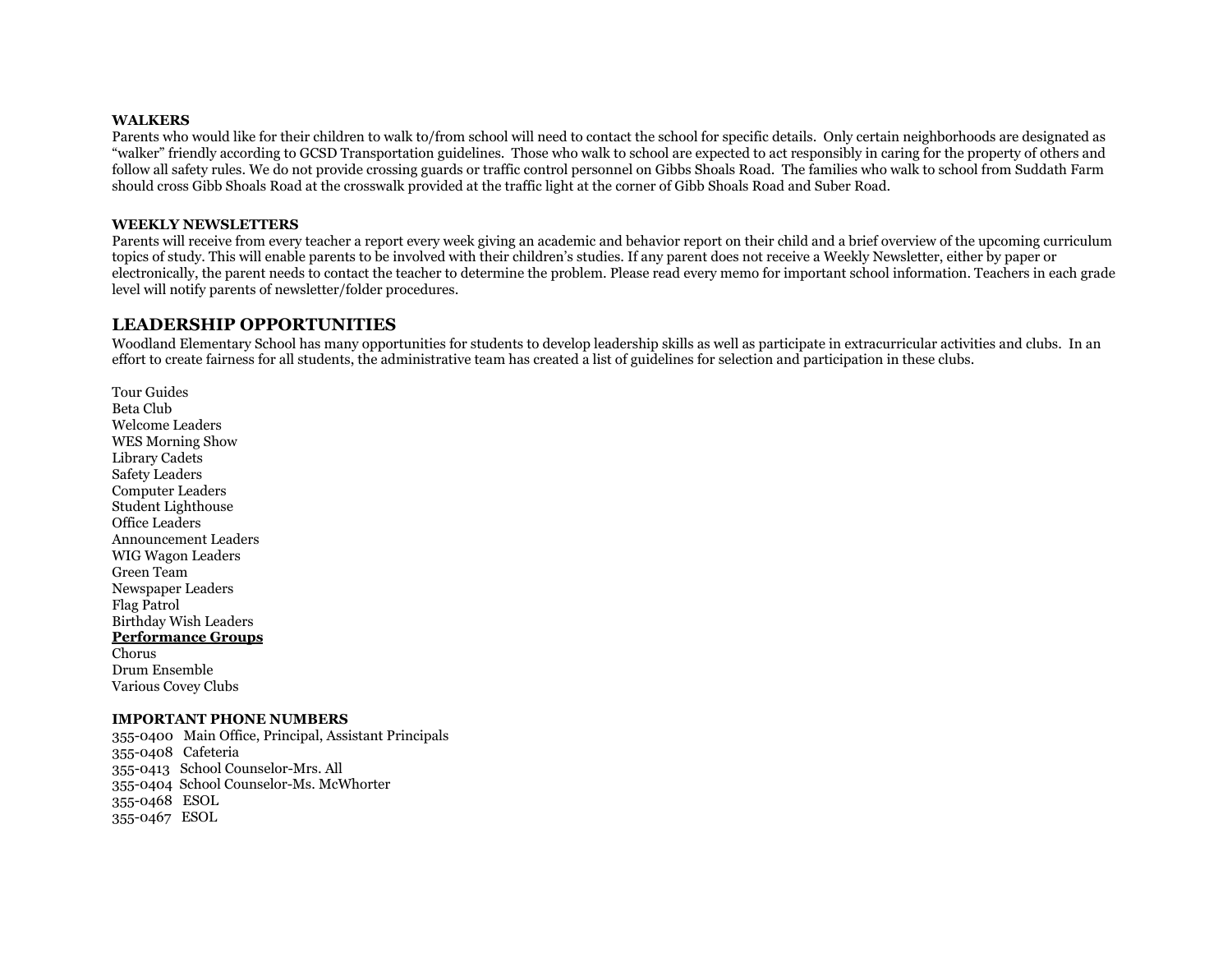**WALKERS**

Parents who would like for their children to walk to/from school will need to contact the school for specific details. Only certain neighborhoods are designated as "walker" friendly according to GCSD Transportation guidelines. Those who walk to school are expected to act responsibly in caring for the property of others and follow all safety rules. We do not provide crossing guards or traffic control personnel on Gibbs Shoals Road. The families who walk to school from Suddath Farm should cross Gibb Shoals Road at the crosswalk provided at the traffic light at the corner of Gibb Shoals Road and Suber Road.

**WEEKLY NEWSLETTERS**

Parents will receive from every teacher a report every week giving an academic and behavior report on their child and a brief overview of the upcoming curriculum topics of study. This will enable parents to be involved with their children's studies. If any parent does not receive a Weekly Newsletter, either by paper or electronically, the parent needs to contact the teacher to determine the problem. Please read every memo for important school information. Teachers in each grade level will notify parents of newsletter/folder procedures.

## LEADERSHIP OPPORTUNITIES

Woodland Elementary School has many opportunities for students to develop leadership skills as well as participate in extracurricular activities and clubs. In an effort to create fairness for all students, the administrative team has created a list of guidelines for selection and participation in these clubs.

Tour Guides
Beta Club
Welcome Leaders
WES Morning Show
Library Cadets
Safety Leaders
Computer Leaders
Student Lighthouse
Office Leaders
Announcement Leaders
WIG Wagon Leaders
Green Team
Newspaper Leaders
Flag Patrol
Birthday Wish Leaders

**<u>Performance Groups</u>**

Chorus
Drum Ensemble
Various Covey Clubs

**IMPORTANT PHONE NUMBERS**

355-0400 Main Office, Principal, Assistant Principals
355-0408 Cafeteria
355-0413 School Counselor-Mrs. All
355-0404 School Counselor-Ms. McWhorter
355-0468 ESOL
355-0467 ESOL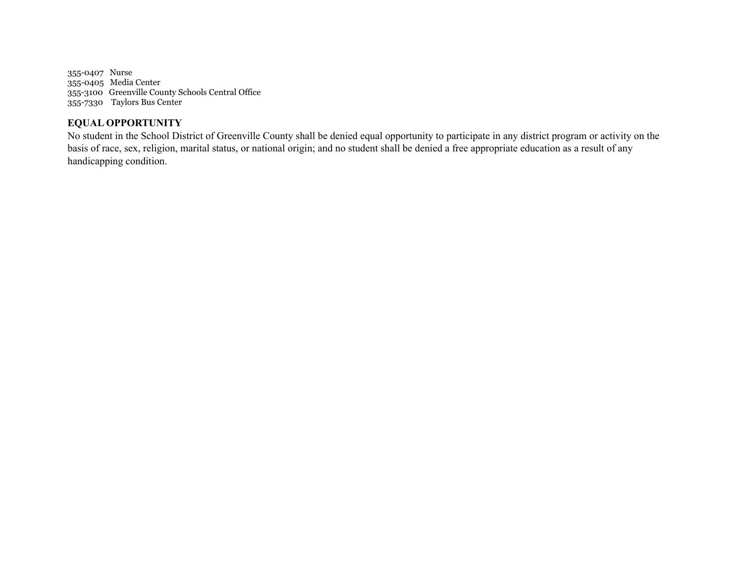355-0407 Nurse
355-0405 Media Center
355-3100 Greenville County Schools Central Office
355-7330 Taylors Bus Center

**EQUAL OPPORTUNITY**

No student in the School District of Greenville County shall be denied equal opportunity to participate in any district program or activity on the basis of race, sex, religion, marital status, or national origin; and no student shall be denied a free appropriate education as a result of any handicapping condition.